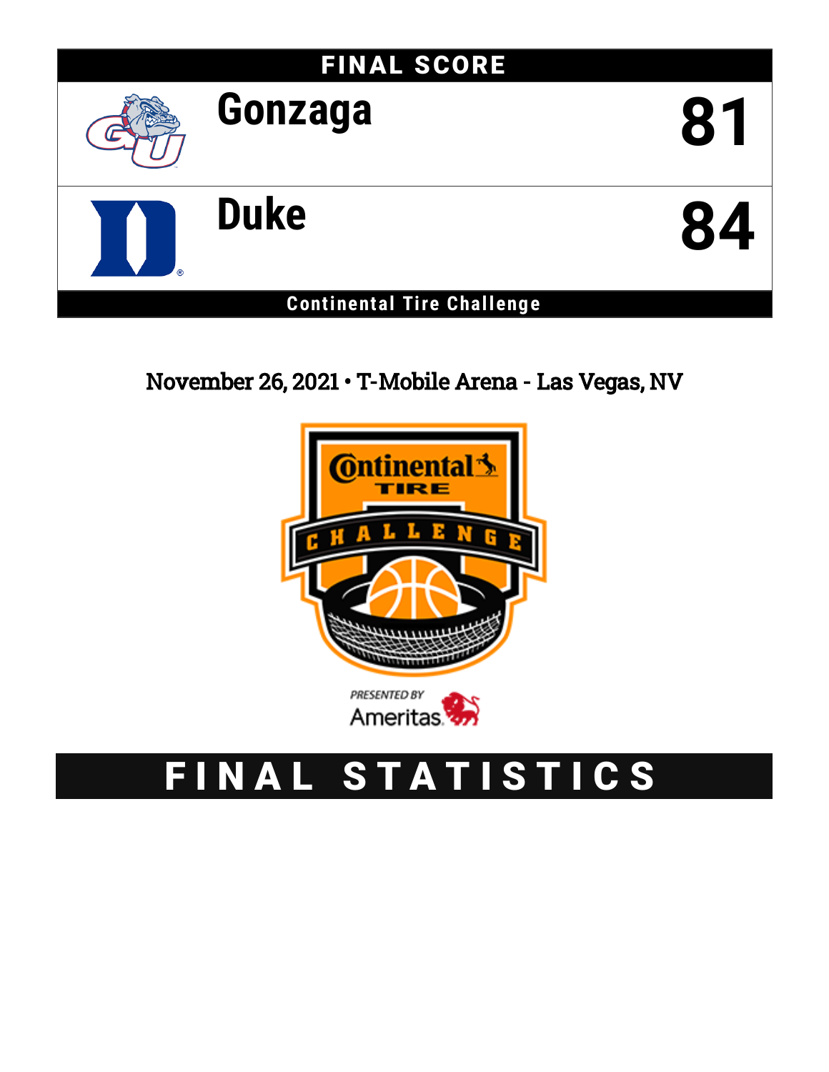# FINAL SCORE

| | |
|---|---|
| Gonzaga | 81 |
| Duke | 84 |

**Continental Tire Challenge**

November 26, 2021 • T-Mobile Arena - Las Vegas, NV

Continental TIRE CHALLENGE

PRESENTED BY Ameritas

# FINAL STATISTICS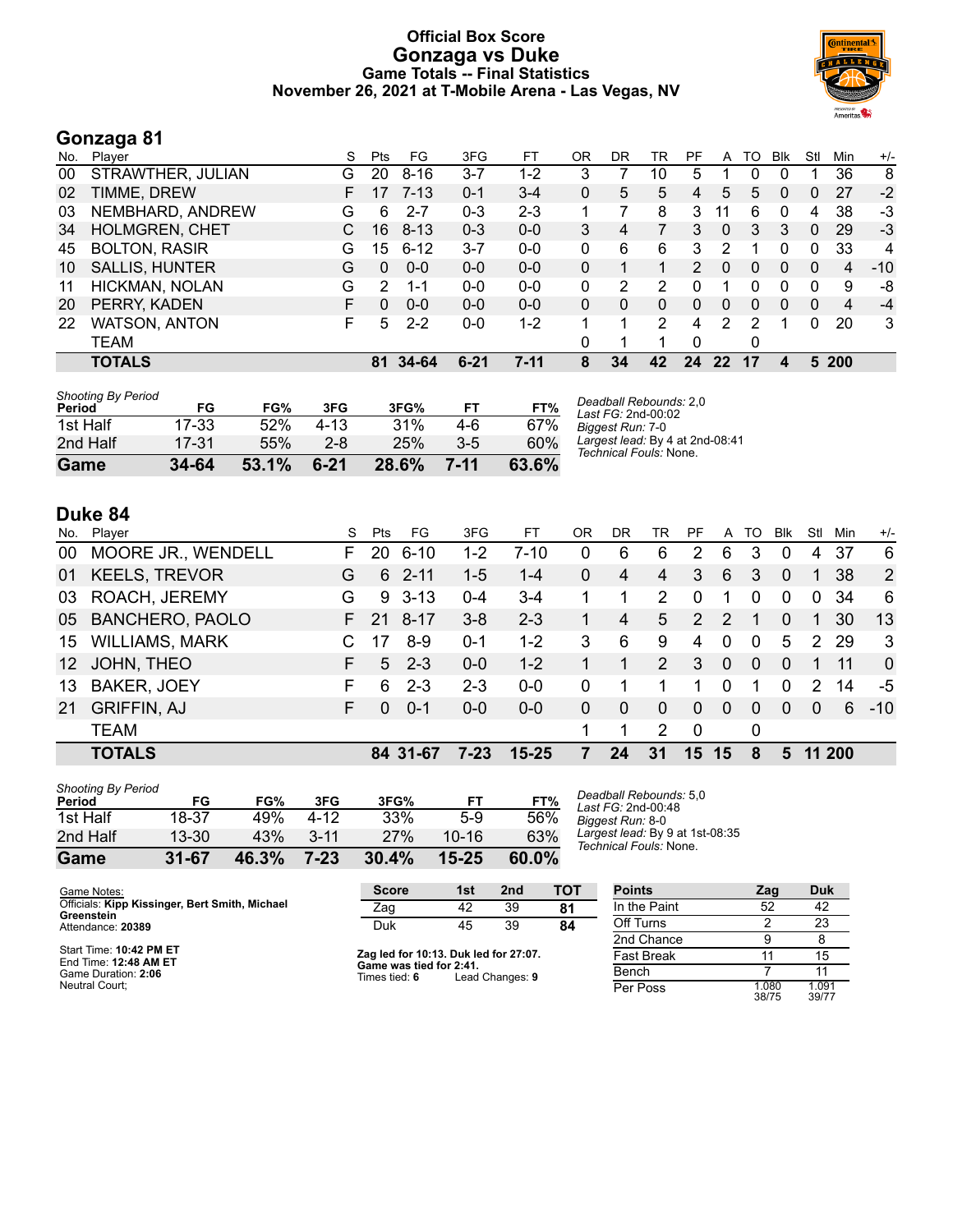# Official Box Score
# Gonzaga vs Duke
## Game Totals -- Final Statistics
## November 26, 2021 at T-Mobile Arena - Las Vegas, NV

## Gonzaga 81

| No. | Player | S | Pts | FG | 3FG | FT | OR | DR | TR | PF | A | TO | Blk | Stl | Min | +/- |
|---|---|---|---|---|---|---|---|---|---|---|---|---|---|---|---|---|
| 00 | STRAWTHER, JULIAN | G | 20 | 8-16 | 3-7 | 1-2 | 3 | 7 | 10 | 5 | 1 | 0 | 0 | 1 | 36 | 8 |
| 02 | TIMME, DREW | F | 17 | 7-13 | 0-1 | 3-4 | 0 | 5 | 5 | 4 | 5 | 5 | 0 | 0 | 27 | -2 |
| 03 | NEMBHARD, ANDREW | G | 6 | 2-7 | 0-3 | 2-3 | 1 | 7 | 8 | 3 | 11 | 6 | 0 | 4 | 38 | -3 |
| 34 | HOLMGREN, CHET | C | 16 | 8-13 | 0-3 | 0-0 | 3 | 4 | 7 | 3 | 0 | 3 | 3 | 0 | 29 | -3 |
| 45 | BOLTON, RASIR | G | 15 | 6-12 | 3-7 | 0-0 | 0 | 6 | 6 | 3 | 2 | 1 | 0 | 0 | 33 | 4 |
| 10 | SALLIS, HUNTER | G | 0 | 0-0 | 0-0 | 0-0 | 0 | 1 | 1 | 2 | 0 | 0 | 0 | 0 | 4 | -10 |
| 11 | HICKMAN, NOLAN | G | 2 | 1-1 | 0-0 | 0-0 | 0 | 2 | 2 | 0 | 1 | 0 | 0 | 0 | 9 | -8 |
| 20 | PERRY, KADEN | F | 0 | 0-0 | 0-0 | 0-0 | 0 | 0 | 0 | 0 | 0 | 0 | 0 | 0 | 4 | -4 |
| 22 | WATSON, ANTON | F | 5 | 2-2 | 0-0 | 1-2 | 1 | 1 | 2 | 4 | 2 | 2 | 1 | 0 | 20 | 3 |
| | TEAM | | | | | | 0 | 1 | 1 | 0 | | 0 | | | | |
| | **TOTALS** | | **81** | **34-64** | **6-21** | **7-11** | **8** | **34** | **42** | **24** | **22** | **17** | **4** | **5** | **200** | |

*Shooting By Period*

| Period | FG | FG% | 3FG | 3FG% | FT | FT% |
|---|---|---|---|---|---|---|
| 1st Half | 17-33 | 52% | 4-13 | 31% | 4-6 | 67% |
| 2nd Half | 17-31 | 55% | 2-8 | 25% | 3-5 | 60% |
| **Game** | **34-64** | **53.1%** | **6-21** | **28.6%** | **7-11** | **63.6%** |

*Deadball Rebounds:* 2,0
*Last FG:* 2nd-00:02
*Biggest Run:* 7-0
*Largest lead:* By 4 at 2nd-08:41
*Technical Fouls:* None.

## Duke 84

| No. | Player | S | Pts | FG | 3FG | FT | OR | DR | TR | PF | A | TO | Blk | Stl | Min | +/- |
|---|---|---|---|---|---|---|---|---|---|---|---|---|---|---|---|---|
| 00 | MOORE JR., WENDELL | F | 20 | 6-10 | 1-2 | 7-10 | 0 | 6 | 6 | 2 | 6 | 3 | 0 | 4 | 37 | 6 |
| 01 | KEELS, TREVOR | G | 6 | 2-11 | 1-5 | 1-4 | 0 | 4 | 4 | 3 | 6 | 3 | 0 | 1 | 38 | 2 |
| 03 | ROACH, JEREMY | G | 9 | 3-13 | 0-4 | 3-4 | 1 | 1 | 2 | 0 | 1 | 0 | 0 | 0 | 34 | 6 |
| 05 | BANCHERO, PAOLO | F | 21 | 8-17 | 3-8 | 2-3 | 1 | 4 | 5 | 2 | 2 | 1 | 0 | 1 | 30 | 13 |
| 15 | WILLIAMS, MARK | C | 17 | 8-9 | 0-1 | 1-2 | 3 | 6 | 9 | 4 | 0 | 0 | 5 | 2 | 29 | 3 |
| 12 | JOHN, THEO | F | 5 | 2-3 | 0-0 | 1-2 | 1 | 1 | 2 | 3 | 0 | 0 | 0 | 1 | 11 | 0 |
| 13 | BAKER, JOEY | F | 6 | 2-3 | 2-3 | 0-0 | 0 | 1 | 1 | 1 | 0 | 1 | 0 | 2 | 14 | -5 |
| 21 | GRIFFIN, AJ | F | 0 | 0-1 | 0-0 | 0-0 | 0 | 0 | 0 | 0 | 0 | 0 | 0 | 0 | 6 | -10 |
| | TEAM | | | | | | 1 | 1 | 2 | 0 | | 0 | | | | |
| | **TOTALS** | | **84** | **31-67** | **7-23** | **15-25** | **7** | **24** | **31** | **15** | **15** | **8** | **5** | **11** | **200** | |

*Shooting By Period*

| Period | FG | FG% | 3FG | 3FG% | FT | FT% |
|---|---|---|---|---|---|---|
| 1st Half | 18-37 | 49% | 4-12 | 33% | 5-9 | 56% |
| 2nd Half | 13-30 | 43% | 3-11 | 27% | 10-16 | 63% |
| **Game** | **31-67** | **46.3%** | **7-23** | **30.4%** | **15-25** | **60.0%** |

*Deadball Rebounds:* 5,0
*Last FG:* 2nd-00:48
*Biggest Run:* 8-0
*Largest lead:* By 9 at 1st-08:35
*Technical Fouls:* None.

Game Notes:
Officials: **Kipp Kissinger, Bert Smith, Michael Greenstein**
Attendance: **20389**

Start Time: **10:42 PM ET**
End Time: **12:48 AM ET**
Game Duration: **2:06**
Neutral Court;

| Score | 1st | 2nd | TOT |
|---|---|---|---|
| Zag | 42 | 39 | **81** |
| Duk | 45 | 39 | **84** |

**Zag led for 10:13. Duk led for 27:07.**
**Game was tied for 2:41.**
Times tied: **6** Lead Changes: **9**

| Points | Zag | Duk |
|---|---|---|
| In the Paint | 52 | 42 |
| Off Turns | 2 | 23 |
| 2nd Chance | 9 | 8 |
| Fast Break | 11 | 15 |
| Bench | 7 | 11 |
| Per Poss | 1.080 38/75 | 1.091 39/77 |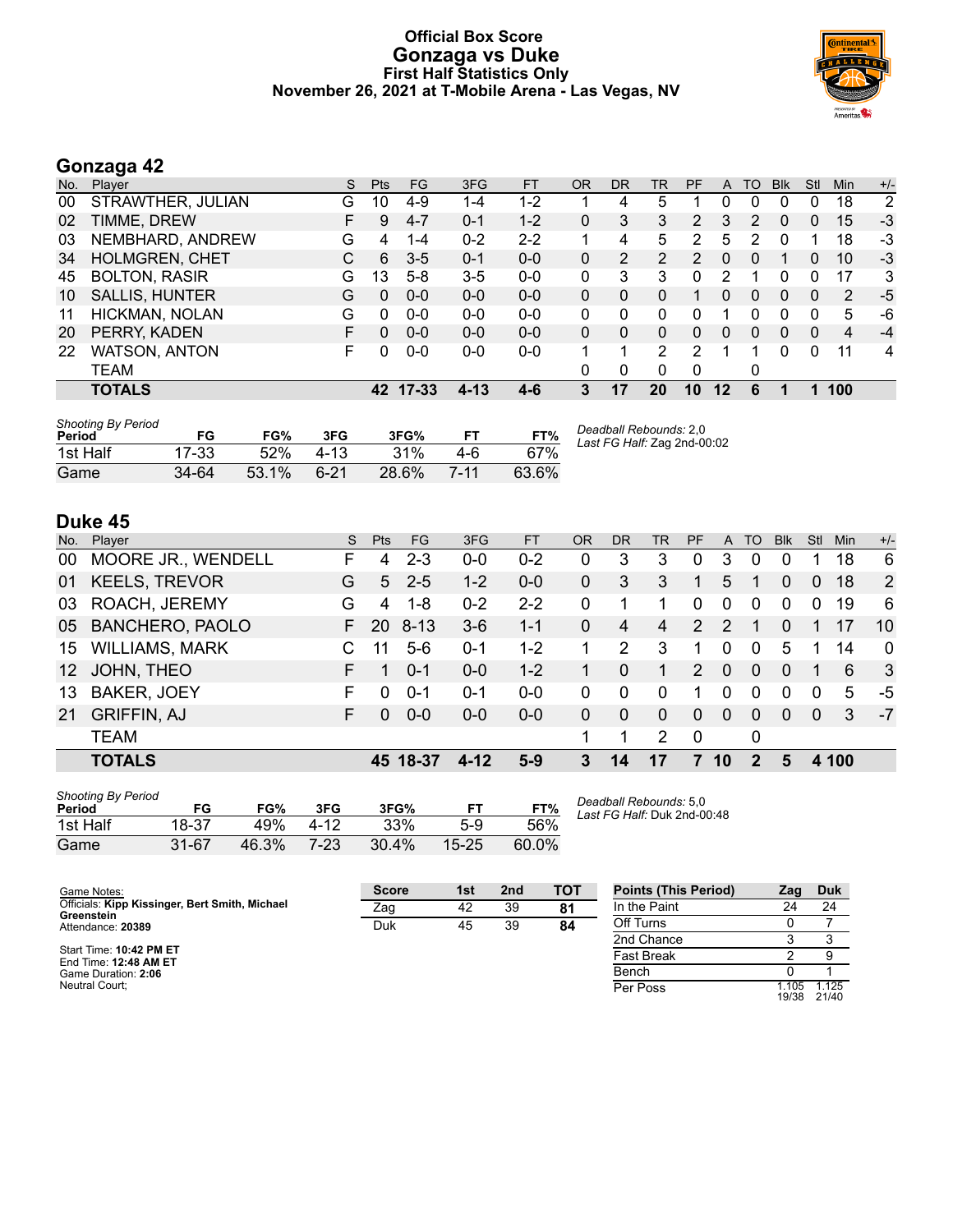# Official Box Score
## Gonzaga vs Duke
### First Half Statistics Only
### November 26, 2021 at T-Mobile Arena - Las Vegas, NV

## Gonzaga 42

| No. | Player | S | Pts | FG | 3FG | FT | OR | DR | TR | PF | A | TO | Blk | Stl | Min | +/- |
|---|---|---|---|---|---|---|---|---|---|---|---|---|---|---|---|---|
| 00 | STRAWTHER, JULIAN | G | 10 | 4-9 | 1-4 | 1-2 | 1 | 4 | 5 | 1 | 0 | 0 | 0 | 0 | 18 | 2 |
| 02 | TIMME, DREW | F | 9 | 4-7 | 0-1 | 1-2 | 0 | 3 | 3 | 2 | 3 | 2 | 0 | 0 | 15 | -3 |
| 03 | NEMBHARD, ANDREW | G | 4 | 1-4 | 0-2 | 2-2 | 1 | 4 | 5 | 2 | 5 | 2 | 0 | 1 | 18 | -3 |
| 34 | HOLMGREN, CHET | C | 6 | 3-5 | 0-1 | 0-0 | 0 | 2 | 2 | 2 | 0 | 0 | 1 | 0 | 10 | -3 |
| 45 | BOLTON, RASIR | G | 13 | 5-8 | 3-5 | 0-0 | 0 | 3 | 3 | 0 | 2 | 1 | 0 | 0 | 17 | 3 |
| 10 | SALLIS, HUNTER | G | 0 | 0-0 | 0-0 | 0-0 | 0 | 0 | 0 | 1 | 0 | 0 | 0 | 0 | 2 | -5 |
| 11 | HICKMAN, NOLAN | G | 0 | 0-0 | 0-0 | 0-0 | 0 | 0 | 0 | 0 | 1 | 0 | 0 | 0 | 5 | -6 |
| 20 | PERRY, KADEN | F | 0 | 0-0 | 0-0 | 0-0 | 0 | 0 | 0 | 0 | 0 | 0 | 0 | 0 | 4 | -4 |
| 22 | WATSON, ANTON | F | 0 | 0-0 | 0-0 | 0-0 | 1 | 1 | 2 | 2 | 1 | 1 | 0 | 0 | 11 | 4 |
| | TEAM | | | | | | 0 | 0 | 0 | 0 | | 0 | | | | |
| | **TOTALS** | | **42** | **17-33** | **4-13** | **4-6** | **3** | **17** | **20** | **10** | **12** | **6** | **1** | **1** | **100** | |

| Shooting By Period Period | FG | FG% | 3FG | 3FG% | FT | FT% |
|---|---|---|---|---|---|---|
| 1st Half | 17-33 | 52% | 4-13 | 31% | 4-6 | 67% |
| Game | 34-64 | 53.1% | 6-21 | 28.6% | 7-11 | 63.6% |

*Deadball Rebounds:* 2,0
*Last FG Half:* Zag 2nd-00:02

## Duke 45

| No. | Player | S | Pts | FG | 3FG | FT | OR | DR | TR | PF | A | TO | Blk | Stl | Min | +/- |
|---|---|---|---|---|---|---|---|---|---|---|---|---|---|---|---|---|
| 00 | MOORE JR., WENDELL | F | 4 | 2-3 | 0-0 | 0-2 | 0 | 3 | 3 | 0 | 3 | 0 | 0 | 1 | 18 | 6 |
| 01 | KEELS, TREVOR | G | 5 | 2-5 | 1-2 | 0-0 | 0 | 3 | 3 | 1 | 5 | 1 | 0 | 0 | 18 | 2 |
| 03 | ROACH, JEREMY | G | 4 | 1-8 | 0-2 | 2-2 | 0 | 1 | 1 | 0 | 0 | 0 | 0 | 0 | 19 | 6 |
| 05 | BANCHERO, PAOLO | F | 20 | 8-13 | 3-6 | 1-1 | 0 | 4 | 4 | 2 | 2 | 1 | 0 | 1 | 17 | 10 |
| 15 | WILLIAMS, MARK | C | 11 | 5-6 | 0-1 | 1-2 | 1 | 2 | 3 | 1 | 0 | 0 | 5 | 1 | 14 | 0 |
| 12 | JOHN, THEO | F | 1 | 0-1 | 0-0 | 1-2 | 1 | 0 | 1 | 2 | 0 | 0 | 0 | 1 | 6 | 3 |
| 13 | BAKER, JOEY | F | 0 | 0-1 | 0-1 | 0-0 | 0 | 0 | 0 | 1 | 0 | 0 | 0 | 0 | 5 | -5 |
| 21 | GRIFFIN, AJ | F | 0 | 0-0 | 0-0 | 0-0 | 0 | 0 | 0 | 0 | 0 | 0 | 0 | 0 | 3 | -7 |
| | TEAM | | | | | | 1 | 1 | 2 | 0 | | 0 | | | | |
| | **TOTALS** | | **45** | **18-37** | **4-12** | **5-9** | **3** | **14** | **17** | **7** | **10** | **2** | **5** | **4** | **100** | |

| Shooting By Period Period | FG | FG% | 3FG | 3FG% | FT | FT% |
|---|---|---|---|---|---|---|
| 1st Half | 18-37 | 49% | 4-12 | 33% | 5-9 | 56% |
| Game | 31-67 | 46.3% | 7-23 | 30.4% | 15-25 | 60.0% |

*Deadball Rebounds:* 5,0
*Last FG Half:* Duk 2nd-00:48

Game Notes:
Officials: **Kipp Kissinger, Bert Smith, Michael Greenstein**
Attendance: **20389**

Start Time: **10:42 PM ET**
End Time: **12:48 AM ET**
Game Duration: **2:06**
Neutral Court;

| Score | 1st | 2nd | TOT |
|---|---|---|---|
| Zag | 42 | 39 | **81** |
| Duk | 45 | 39 | **84** |

| Points (This Period) | Zag | Duk |
|---|---|---|
| In the Paint | 24 | 24 |
| Off Turns | 0 | 7 |
| 2nd Chance | 3 | 3 |
| Fast Break | 2 | 9 |
| Bench | 0 | 1 |
| Per Poss | 1.105 19/38 | 1.125 21/40 |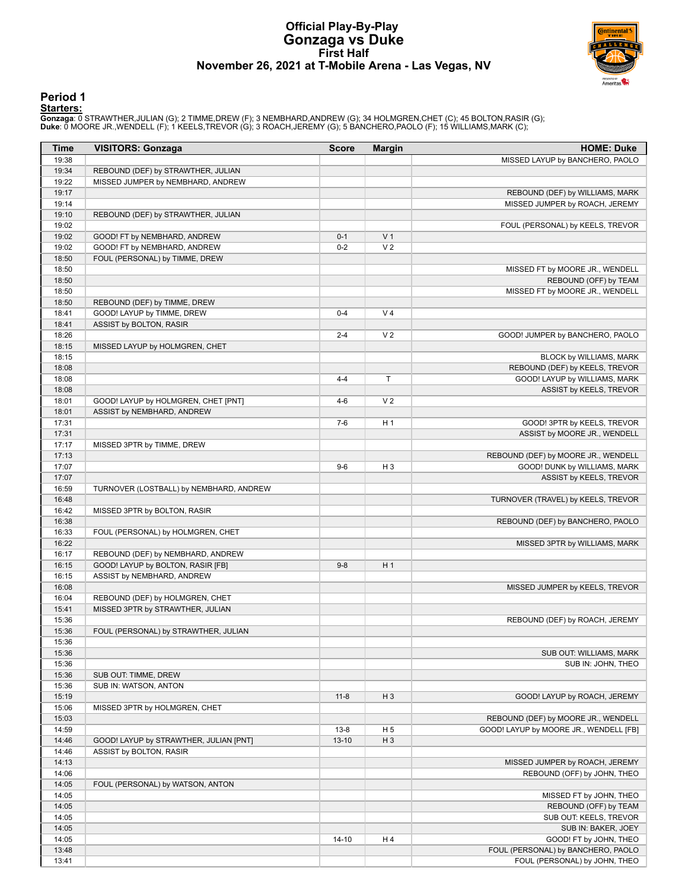# Official Play-By-Play
## Gonzaga vs Duke
### First Half
### November 26, 2021 at T-Mobile Arena - Las Vegas, NV

## Period 1

**Starters:**

**Gonzaga**: 0 STRAWTHER,JULIAN (G); 2 TIMME,DREW (F); 3 NEMBHARD,ANDREW (G); 34 HOLMGREN,CHET (C); 45 BOLTON,RASIR (G);
**Duke**: 0 MOORE JR.,WENDELL (F); 1 KEELS,TREVOR (G); 3 ROACH,JEREMY (G); 5 BANCHERO,PAOLO (F); 15 WILLIAMS,MARK (C);

| Time | VISITORS: Gonzaga | Score | Margin | HOME: Duke |
|---|---|---|---|---|
| 19:38 | | | | MISSED LAYUP by BANCHERO, PAOLO |
| 19:34 | REBOUND (DEF) by STRAWTHER, JULIAN | | | |
| 19:22 | MISSED JUMPER by NEMBHARD, ANDREW | | | |
| 19:17 | | | | REBOUND (DEF) by WILLIAMS, MARK |
| 19:14 | | | | MISSED JUMPER by ROACH, JEREMY |
| 19:10 | REBOUND (DEF) by STRAWTHER, JULIAN | | | |
| 19:02 | | | | FOUL (PERSONAL) by KEELS, TREVOR |
| 19:02 | GOOD! FT by NEMBHARD, ANDREW | 0-1 | V 1 | |
| 19:02 | GOOD! FT by NEMBHARD, ANDREW | 0-2 | V 2 | |
| 18:50 | FOUL (PERSONAL) by TIMME, DREW | | | |
| 18:50 | | | | MISSED FT by MOORE JR., WENDELL |
| 18:50 | | | | REBOUND (OFF) by TEAM |
| 18:50 | | | | MISSED FT by MOORE JR., WENDELL |
| 18:50 | REBOUND (DEF) by TIMME, DREW | | | |
| 18:41 | GOOD! LAYUP by TIMME, DREW | 0-4 | V 4 | |
| 18:41 | ASSIST by BOLTON, RASIR | | | |
| 18:26 | | 2-4 | V 2 | GOOD! JUMPER by BANCHERO, PAOLO |
| 18:15 | MISSED LAYUP by HOLMGREN, CHET | | | |
| 18:15 | | | | BLOCK by WILLIAMS, MARK |
| 18:08 | | | | REBOUND (DEF) by KEELS, TREVOR |
| 18:08 | | 4-4 | T | GOOD! LAYUP by WILLIAMS, MARK |
| 18:08 | | | | ASSIST by KEELS, TREVOR |
| 18:01 | GOOD! LAYUP by HOLMGREN, CHET [PNT] | 4-6 | V 2 | |
| 18:01 | ASSIST by NEMBHARD, ANDREW | | | |
| 17:31 | | 7-6 | H 1 | GOOD! 3PTR by KEELS, TREVOR |
| 17:31 | | | | ASSIST by MOORE JR., WENDELL |
| 17:17 | MISSED 3PTR by TIMME, DREW | | | |
| 17:13 | | | | REBOUND (DEF) by MOORE JR., WENDELL |
| 17:07 | | 9-6 | H 3 | GOOD! DUNK by WILLIAMS, MARK |
| 17:07 | | | | ASSIST by KEELS, TREVOR |
| 16:59 | TURNOVER (LOSTBALL) by NEMBHARD, ANDREW | | | |
| 16:48 | | | | TURNOVER (TRAVEL) by KEELS, TREVOR |
| 16:42 | MISSED 3PTR by BOLTON, RASIR | | | |
| 16:38 | | | | REBOUND (DEF) by BANCHERO, PAOLO |
| 16:33 | FOUL (PERSONAL) by HOLMGREN, CHET | | | |
| 16:22 | | | | MISSED 3PTR by WILLIAMS, MARK |
| 16:17 | REBOUND (DEF) by NEMBHARD, ANDREW | | | |
| 16:15 | GOOD! LAYUP by BOLTON, RASIR [FB] | 9-8 | H 1 | |
| 16:15 | ASSIST by NEMBHARD, ANDREW | | | |
| 16:08 | | | | MISSED JUMPER by KEELS, TREVOR |
| 16:04 | REBOUND (DEF) by HOLMGREN, CHET | | | |
| 15:41 | MISSED 3PTR by STRAWTHER, JULIAN | | | |
| 15:36 | | | | REBOUND (DEF) by ROACH, JEREMY |
| 15:36 | FOUL (PERSONAL) by STRAWTHER, JULIAN | | | |
| 15:36 | | | | |
| 15:36 | | | | SUB OUT: WILLIAMS, MARK |
| 15:36 | | | | SUB IN: JOHN, THEO |
| 15:36 | SUB OUT: TIMME, DREW | | | |
| 15:36 | SUB IN: WATSON, ANTON | | | |
| 15:19 | | 11-8 | H 3 | GOOD! LAYUP by ROACH, JEREMY |
| 15:06 | MISSED 3PTR by HOLMGREN, CHET | | | |
| 15:03 | | | | REBOUND (DEF) by MOORE JR., WENDELL |
| 14:59 | | 13-8 | H 5 | GOOD! LAYUP by MOORE JR., WENDELL [FB] |
| 14:46 | GOOD! LAYUP by STRAWTHER, JULIAN [PNT] | 13-10 | H 3 | |
| 14:46 | ASSIST by BOLTON, RASIR | | | |
| 14:13 | | | | MISSED JUMPER by ROACH, JEREMY |
| 14:06 | | | | REBOUND (OFF) by JOHN, THEO |
| 14:05 | FOUL (PERSONAL) by WATSON, ANTON | | | |
| 14:05 | | | | MISSED FT by JOHN, THEO |
| 14:05 | | | | REBOUND (OFF) by TEAM |
| 14:05 | | | | SUB OUT: KEELS, TREVOR |
| 14:05 | | | | SUB IN: BAKER, JOEY |
| 14:05 | | 14-10 | H 4 | GOOD! FT by JOHN, THEO |
| 13:48 | | | | FOUL (PERSONAL) by BANCHERO, PAOLO |
| 13:41 | | | | FOUL (PERSONAL) by JOHN, THEO |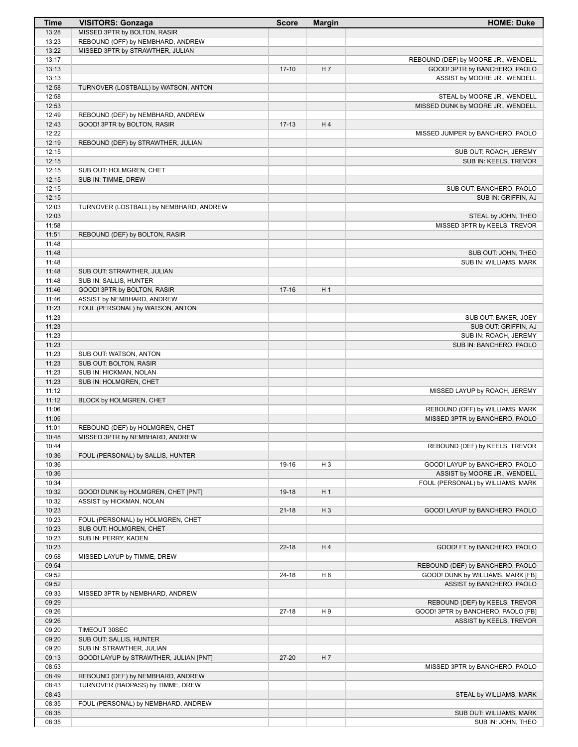| Time | VISITORS: Gonzaga | Score | Margin | HOME: Duke |
|---|---|---|---|---|
| 13:28 | MISSED 3PTR by BOLTON, RASIR | | | |
| 13:23 | REBOUND (OFF) by NEMBHARD, ANDREW | | | |
| 13:22 | MISSED 3PTR by STRAWTHER, JULIAN | | | |
| 13:17 | | | | REBOUND (DEF) by MOORE JR., WENDELL |
| 13:13 | | 17-10 | H 7 | GOOD! 3PTR by BANCHERO, PAOLO |
| 13:13 | | | | ASSIST by MOORE JR., WENDELL |
| 12:58 | TURNOVER (LOSTBALL) by WATSON, ANTON | | | |
| 12:58 | | | | STEAL by MOORE JR., WENDELL |
| 12:53 | | | | MISSED DUNK by MOORE JR., WENDELL |
| 12:49 | REBOUND (DEF) by NEMBHARD, ANDREW | | | |
| 12:43 | GOOD! 3PTR by BOLTON, RASIR | 17-13 | H 4 | |
| 12:22 | | | | MISSED JUMPER by BANCHERO, PAOLO |
| 12:19 | REBOUND (DEF) by STRAWTHER, JULIAN | | | |
| 12:15 | | | | SUB OUT: ROACH, JEREMY |
| 12:15 | | | | SUB IN: KEELS, TREVOR |
| 12:15 | SUB OUT: HOLMGREN, CHET | | | |
| 12:15 | SUB IN: TIMME, DREW | | | |
| 12:15 | | | | SUB OUT: BANCHERO, PAOLO |
| 12:15 | | | | SUB IN: GRIFFIN, AJ |
| 12:03 | TURNOVER (LOSTBALL) by NEMBHARD, ANDREW | | | |
| 12:03 | | | | STEAL by JOHN, THEO |
| 11:58 | | | | MISSED 3PTR by KEELS, TREVOR |
| 11:51 | REBOUND (DEF) by BOLTON, RASIR | | | |
| 11:48 | | | | |
| 11:48 | | | | SUB OUT: JOHN, THEO |
| 11:48 | | | | SUB IN: WILLIAMS, MARK |
| 11:48 | SUB OUT: STRAWTHER, JULIAN | | | |
| 11:48 | SUB IN: SALLIS, HUNTER | | | |
| 11:46 | GOOD! 3PTR by BOLTON, RASIR | 17-16 | H 1 | |
| 11:46 | ASSIST by NEMBHARD, ANDREW | | | |
| 11:23 | FOUL (PERSONAL) by WATSON, ANTON | | | |
| 11:23 | | | | SUB OUT: BAKER, JOEY |
| 11:23 | | | | SUB OUT: GRIFFIN, AJ |
| 11:23 | | | | SUB IN: ROACH, JEREMY |
| 11:23 | | | | SUB IN: BANCHERO, PAOLO |
| 11:23 | SUB OUT: WATSON, ANTON | | | |
| 11:23 | SUB OUT: BOLTON, RASIR | | | |
| 11:23 | SUB IN: HICKMAN, NOLAN | | | |
| 11:23 | SUB IN: HOLMGREN, CHET | | | |
| 11:12 | | | | MISSED LAYUP by ROACH, JEREMY |
| 11:12 | BLOCK by HOLMGREN, CHET | | | |
| 11:06 | | | | REBOUND (OFF) by WILLIAMS, MARK |
| 11:05 | | | | MISSED 3PTR by BANCHERO, PAOLO |
| 11:01 | REBOUND (DEF) by HOLMGREN, CHET | | | |
| 10:48 | MISSED 3PTR by NEMBHARD, ANDREW | | | |
| 10:44 | | | | REBOUND (DEF) by KEELS, TREVOR |
| 10:36 | FOUL (PERSONAL) by SALLIS, HUNTER | | | |
| 10:36 | | 19-16 | H 3 | GOOD! LAYUP by BANCHERO, PAOLO |
| 10:36 | | | | ASSIST by MOORE JR., WENDELL |
| 10:34 | | | | FOUL (PERSONAL) by WILLIAMS, MARK |
| 10:32 | GOOD! DUNK by HOLMGREN, CHET [PNT] | 19-18 | H 1 | |
| 10:32 | ASSIST by HICKMAN, NOLAN | | | |
| 10:23 | | 21-18 | H 3 | GOOD! LAYUP by BANCHERO, PAOLO |
| 10:23 | FOUL (PERSONAL) by HOLMGREN, CHET | | | |
| 10:23 | SUB OUT: HOLMGREN, CHET | | | |
| 10:23 | SUB IN: PERRY, KADEN | | | |
| 10:23 | | 22-18 | H 4 | GOOD! FT by BANCHERO, PAOLO |
| 09:58 | MISSED LAYUP by TIMME, DREW | | | |
| 09:54 | | | | REBOUND (DEF) by BANCHERO, PAOLO |
| 09:52 | | 24-18 | H 6 | GOOD! DUNK by WILLIAMS, MARK [FB] |
| 09:52 | | | | ASSIST by BANCHERO, PAOLO |
| 09:33 | MISSED 3PTR by NEMBHARD, ANDREW | | | |
| 09:29 | | | | REBOUND (DEF) by KEELS, TREVOR |
| 09:26 | | 27-18 | H 9 | GOOD! 3PTR by BANCHERO, PAOLO [FB] |
| 09:26 | | | | ASSIST by KEELS, TREVOR |
| 09:20 | TIMEOUT 30SEC | | | |
| 09:20 | SUB OUT: SALLIS, HUNTER | | | |
| 09:20 | SUB IN: STRAWTHER, JULIAN | | | |
| 09:13 | GOOD! LAYUP by STRAWTHER, JULIAN [PNT] | 27-20 | H 7 | |
| 08:53 | | | | MISSED 3PTR by BANCHERO, PAOLO |
| 08:49 | REBOUND (DEF) by NEMBHARD, ANDREW | | | |
| 08:43 | TURNOVER (BADPASS) by TIMME, DREW | | | |
| 08:43 | | | | STEAL by WILLIAMS, MARK |
| 08:35 | FOUL (PERSONAL) by NEMBHARD, ANDREW | | | |
| 08:35 | | | | SUB OUT: WILLIAMS, MARK |
| 08:35 | | | | SUB IN: JOHN, THEO |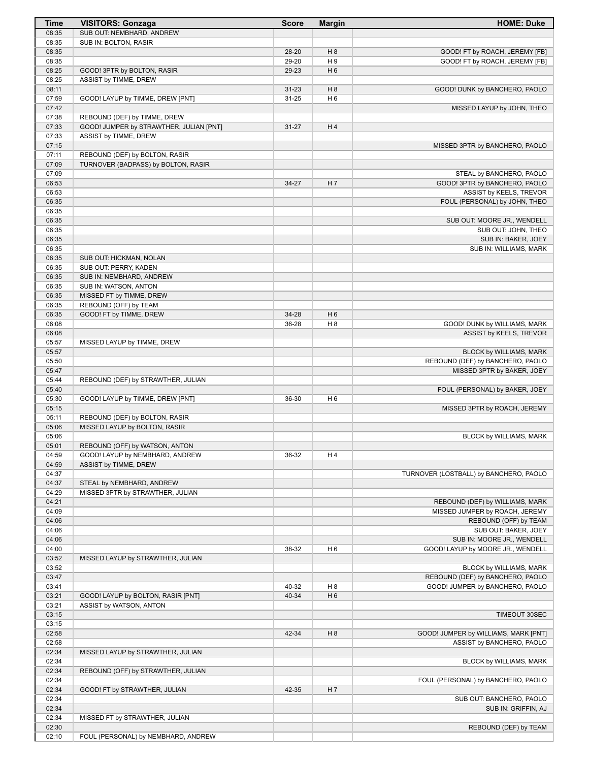| Time | VISITORS: Gonzaga | Score | Margin | HOME: Duke |
| --- | --- | --- | --- | --- |
| 08:35 | SUB OUT: NEMBHARD, ANDREW | | | |
| 08:35 | SUB IN: BOLTON, RASIR | | | |
| 08:35 | | 28-20 | H 8 | GOOD! FT by ROACH, JEREMY [FB] |
| 08:35 | | 29-20 | H 9 | GOOD! FT by ROACH, JEREMY [FB] |
| 08:25 | GOOD! 3PTR by BOLTON, RASIR | 29-23 | H 6 | |
| 08:25 | ASSIST by TIMME, DREW | | | |
| 08:11 | | 31-23 | H 8 | GOOD! DUNK by BANCHERO, PAOLO |
| 07:59 | GOOD! LAYUP by TIMME, DREW [PNT] | 31-25 | H 6 | |
| 07:42 | | | | MISSED LAYUP by JOHN, THEO |
| 07:38 | REBOUND (DEF) by TIMME, DREW | | | |
| 07:33 | GOOD! JUMPER by STRAWTHER, JULIAN [PNT] | 31-27 | H 4 | |
| 07:33 | ASSIST by TIMME, DREW | | | |
| 07:15 | | | | MISSED 3PTR by BANCHERO, PAOLO |
| 07:11 | REBOUND (DEF) by BOLTON, RASIR | | | |
| 07:09 | TURNOVER (BADPASS) by BOLTON, RASIR | | | |
| 07:09 | | | | STEAL by BANCHERO, PAOLO |
| 06:53 | | 34-27 | H 7 | GOOD! 3PTR by BANCHERO, PAOLO |
| 06:53 | | | | ASSIST by KEELS, TREVOR |
| 06:35 | | | | FOUL (PERSONAL) by JOHN, THEO |
| 06:35 | | | | |
| 06:35 | | | | SUB OUT: MOORE JR., WENDELL |
| 06:35 | | | | SUB OUT: JOHN, THEO |
| 06:35 | | | | SUB IN: BAKER, JOEY |
| 06:35 | | | | SUB IN: WILLIAMS, MARK |
| 06:35 | SUB OUT: HICKMAN, NOLAN | | | |
| 06:35 | SUB OUT: PERRY, KADEN | | | |
| 06:35 | SUB IN: NEMBHARD, ANDREW | | | |
| 06:35 | SUB IN: WATSON, ANTON | | | |
| 06:35 | MISSED FT by TIMME, DREW | | | |
| 06:35 | REBOUND (OFF) by TEAM | | | |
| 06:35 | GOOD! FT by TIMME, DREW | 34-28 | H 6 | |
| 06:08 | | 36-28 | H 8 | GOOD! DUNK by WILLIAMS, MARK |
| 06:08 | | | | ASSIST by KEELS, TREVOR |
| 05:57 | MISSED LAYUP by TIMME, DREW | | | |
| 05:57 | | | | BLOCK by WILLIAMS, MARK |
| 05:50 | | | | REBOUND (DEF) by BANCHERO, PAOLO |
| 05:47 | | | | MISSED 3PTR by BAKER, JOEY |
| 05:44 | REBOUND (DEF) by STRAWTHER, JULIAN | | | |
| 05:40 | | | | FOUL (PERSONAL) by BAKER, JOEY |
| 05:30 | GOOD! LAYUP by TIMME, DREW [PNT] | 36-30 | H 6 | |
| 05:15 | | | | MISSED 3PTR by ROACH, JEREMY |
| 05:11 | REBOUND (DEF) by BOLTON, RASIR | | | |
| 05:06 | MISSED LAYUP by BOLTON, RASIR | | | |
| 05:06 | | | | BLOCK by WILLIAMS, MARK |
| 05:01 | REBOUND (OFF) by WATSON, ANTON | | | |
| 04:59 | GOOD! LAYUP by NEMBHARD, ANDREW | 36-32 | H 4 | |
| 04:59 | ASSIST by TIMME, DREW | | | |
| 04:37 | | | | TURNOVER (LOSTBALL) by BANCHERO, PAOLO |
| 04:37 | STEAL by NEMBHARD, ANDREW | | | |
| 04:29 | MISSED 3PTR by STRAWTHER, JULIAN | | | |
| 04:21 | | | | REBOUND (DEF) by WILLIAMS, MARK |
| 04:09 | | | | MISSED JUMPER by ROACH, JEREMY |
| 04:06 | | | | REBOUND (OFF) by TEAM |
| 04:06 | | | | SUB OUT: BAKER, JOEY |
| 04:06 | | | | SUB IN: MOORE JR., WENDELL |
| 04:00 | | 38-32 | H 6 | GOOD! LAYUP by MOORE JR., WENDELL |
| 03:52 | MISSED LAYUP by STRAWTHER, JULIAN | | | |
| 03:52 | | | | BLOCK by WILLIAMS, MARK |
| 03:47 | | | | REBOUND (DEF) by BANCHERO, PAOLO |
| 03:41 | | 40-32 | H 8 | GOOD! JUMPER by BANCHERO, PAOLO |
| 03:21 | GOOD! LAYUP by BOLTON, RASIR [PNT] | 40-34 | H 6 | |
| 03:21 | ASSIST by WATSON, ANTON | | | |
| 03:15 | | | | TIMEOUT 30SEC |
| 03:15 | | | | |
| 02:58 | | 42-34 | H 8 | GOOD! JUMPER by WILLIAMS, MARK [PNT] |
| 02:58 | | | | ASSIST by BANCHERO, PAOLO |
| 02:34 | MISSED LAYUP by STRAWTHER, JULIAN | | | |
| 02:34 | | | | BLOCK by WILLIAMS, MARK |
| 02:34 | REBOUND (OFF) by STRAWTHER, JULIAN | | | |
| 02:34 | | | | FOUL (PERSONAL) by BANCHERO, PAOLO |
| 02:34 | GOOD! FT by STRAWTHER, JULIAN | 42-35 | H 7 | |
| 02:34 | | | | SUB OUT: BANCHERO, PAOLO |
| 02:34 | | | | SUB IN: GRIFFIN, AJ |
| 02:34 | MISSED FT by STRAWTHER, JULIAN | | | |
| 02:30 | | | | REBOUND (DEF) by TEAM |
| 02:10 | FOUL (PERSONAL) by NEMBHARD, ANDREW | | | |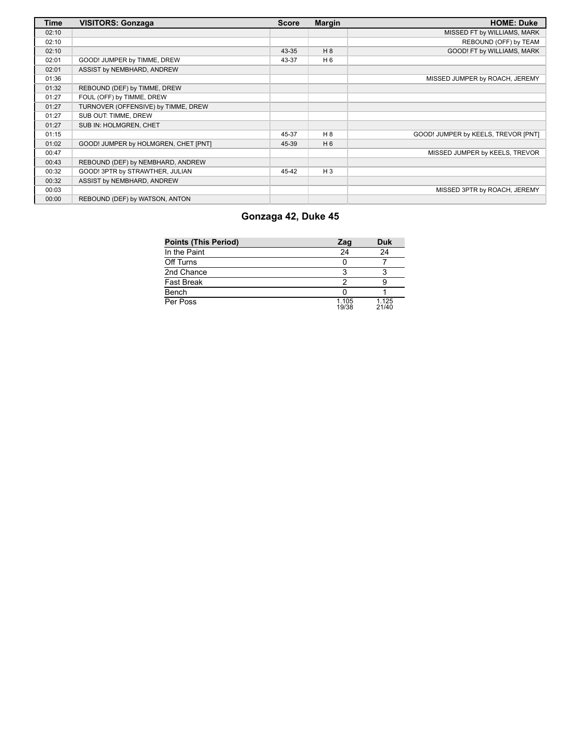| Time | VISITORS: Gonzaga | Score | Margin | HOME: Duke |
|---|---|---|---|---|
| 02:10 | | | | MISSED FT by WILLIAMS, MARK |
| 02:10 | | | | REBOUND (OFF) by TEAM |
| 02:10 | | 43-35 | H 8 | GOOD! FT by WILLIAMS, MARK |
| 02:01 | GOOD! JUMPER by TIMME, DREW | 43-37 | H 6 | |
| 02:01 | ASSIST by NEMBHARD, ANDREW | | | |
| 01:36 | | | | MISSED JUMPER by ROACH, JEREMY |
| 01:32 | REBOUND (DEF) by TIMME, DREW | | | |
| 01:27 | FOUL (OFF) by TIMME, DREW | | | |
| 01:27 | TURNOVER (OFFENSIVE) by TIMME, DREW | | | |
| 01:27 | SUB OUT: TIMME, DREW | | | |
| 01:27 | SUB IN: HOLMGREN, CHET | | | |
| 01:15 | | 45-37 | H 8 | GOOD! JUMPER by KEELS, TREVOR [PNT] |
| 01:02 | GOOD! JUMPER by HOLMGREN, CHET [PNT] | 45-39 | H 6 | |
| 00:47 | | | | MISSED JUMPER by KEELS, TREVOR |
| 00:43 | REBOUND (DEF) by NEMBHARD, ANDREW | | | |
| 00:32 | GOOD! 3PTR by STRAWTHER, JULIAN | 45-42 | H 3 | |
| 00:32 | ASSIST by NEMBHARD, ANDREW | | | |
| 00:03 | | | | MISSED 3PTR by ROACH, JEREMY |
| 00:00 | REBOUND (DEF) by WATSON, ANTON | | | |

## Gonzaga 42, Duke 45

| Points (This Period) | Zag | Duk |
|---|---|---|
| In the Paint | 24 | 24 |
| Off Turns | 0 | 7 |
| 2nd Chance | 3 | 3 |
| Fast Break | 2 | 9 |
| Bench | 0 | 1 |
| Per Poss | 1.105 19/38 | 1.125 21/40 |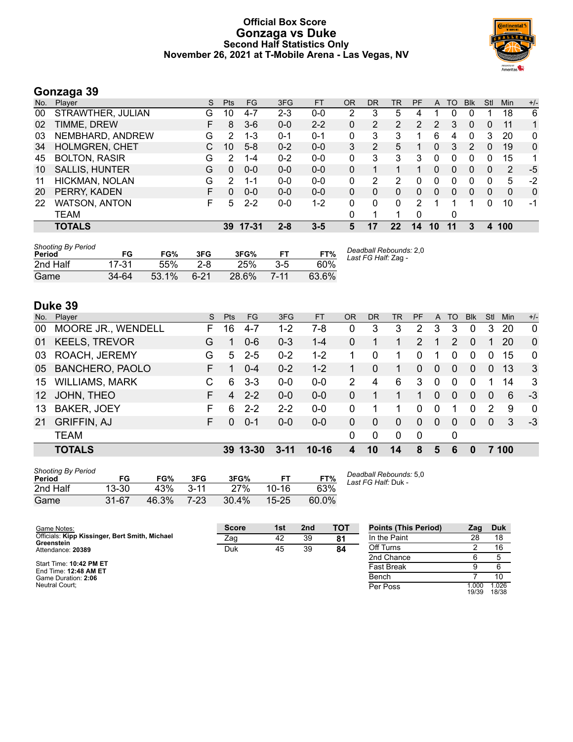# Official Box Score
# Gonzaga vs Duke
### Second Half Statistics Only
### November 26, 2021 at T-Mobile Arena - Las Vegas, NV

## Gonzaga 39

| No. | Player | S | Pts | FG | 3FG | FT | OR | DR | TR | PF | A | TO | Blk | Stl | Min | +/- |
|---|---|---|---|---|---|---|---|---|---|---|---|---|---|---|---|---|
| 00 | STRAWTHER, JULIAN | G | 10 | 4-7 | 2-3 | 0-0 | 2 | 3 | 5 | 4 | 1 | 0 | 0 | 1 | 18 | 6 |
| 02 | TIMME, DREW | F | 8 | 3-6 | 0-0 | 2-2 | 0 | 2 | 2 | 2 | 2 | 3 | 0 | 0 | 11 | 1 |
| 03 | NEMBHARD, ANDREW | G | 2 | 1-3 | 0-1 | 0-1 | 0 | 3 | 3 | 1 | 6 | 4 | 0 | 3 | 20 | 0 |
| 34 | HOLMGREN, CHET | C | 10 | 5-8 | 0-2 | 0-0 | 3 | 2 | 5 | 1 | 0 | 3 | 2 | 0 | 19 | 0 |
| 45 | BOLTON, RASIR | G | 2 | 1-4 | 0-2 | 0-0 | 0 | 3 | 3 | 3 | 0 | 0 | 0 | 0 | 15 | 1 |
| 10 | SALLIS, HUNTER | G | 0 | 0-0 | 0-0 | 0-0 | 0 | 1 | 1 | 1 | 0 | 0 | 0 | 0 | 2 | -5 |
| 11 | HICKMAN, NOLAN | G | 2 | 1-1 | 0-0 | 0-0 | 0 | 2 | 2 | 0 | 0 | 0 | 0 | 0 | 5 | -2 |
| 20 | PERRY, KADEN | F | 0 | 0-0 | 0-0 | 0-0 | 0 | 0 | 0 | 0 | 0 | 0 | 0 | 0 | 0 | 0 |
| 22 | WATSON, ANTON | F | 5 | 2-2 | 0-0 | 1-2 | 0 | 0 | 0 | 2 | 1 | 1 | 1 | 0 | 10 | -1 |
| | TEAM | | | | | | 0 | 1 | 1 | 0 | | 0 | | | | |
| | **TOTALS** | | **39** | **17-31** | **2-8** | **3-5** | **5** | **17** | **22** | **14** | **10** | **11** | **3** | **4** | **100** | |

| Shooting By Period Period | FG | FG% | 3FG | 3FG% | FT | FT% |
|---|---|---|---|---|---|---|
| 2nd Half | 17-31 | 55% | 2-8 | 25% | 3-5 | 60% |
| Game | 34-64 | 53.1% | 6-21 | 28.6% | 7-11 | 63.6% |

*Deadball Rebounds:* 2,0
*Last FG Half:* Zag -

## Duke 39

| No. | Player | S | Pts | FG | 3FG | FT | OR | DR | TR | PF | A | TO | Blk | Stl | Min | +/- |
|---|---|---|---|---|---|---|---|---|---|---|---|---|---|---|---|---|
| 00 | MOORE JR., WENDELL | F | 16 | 4-7 | 1-2 | 7-8 | 0 | 3 | 3 | 2 | 3 | 3 | 0 | 3 | 20 | 0 |
| 01 | KEELS, TREVOR | G | 1 | 0-6 | 0-3 | 1-4 | 0 | 1 | 1 | 2 | 1 | 2 | 0 | 1 | 20 | 0 |
| 03 | ROACH, JEREMY | G | 5 | 2-5 | 0-2 | 1-2 | 1 | 0 | 1 | 0 | 1 | 0 | 0 | 0 | 15 | 0 |
| 05 | BANCHERO, PAOLO | F | 1 | 0-4 | 0-2 | 1-2 | 1 | 0 | 1 | 0 | 0 | 0 | 0 | 0 | 13 | 3 |
| 15 | WILLIAMS, MARK | C | 6 | 3-3 | 0-0 | 0-0 | 2 | 4 | 6 | 3 | 0 | 0 | 0 | 1 | 14 | 3 |
| 12 | JOHN, THEO | F | 4 | 2-2 | 0-0 | 0-0 | 0 | 1 | 1 | 1 | 0 | 0 | 0 | 0 | 6 | -3 |
| 13 | BAKER, JOEY | F | 6 | 2-2 | 2-2 | 0-0 | 0 | 1 | 1 | 0 | 0 | 1 | 0 | 2 | 9 | 0 |
| 21 | GRIFFIN, AJ | F | 0 | 0-1 | 0-0 | 0-0 | 0 | 0 | 0 | 0 | 0 | 0 | 0 | 0 | 3 | -3 |
| | TEAM | | | | | | 0 | 0 | 0 | 0 | | 0 | | | | |
| | **TOTALS** | | **39** | **13-30** | **3-11** | **10-16** | **4** | **10** | **14** | **8** | **5** | **6** | **0** | **7** | **100** | |

| Shooting By Period Period | FG | FG% | 3FG | 3FG% | FT | FT% |
|---|---|---|---|---|---|---|
| 2nd Half | 13-30 | 43% | 3-11 | 27% | 10-16 | 63% |
| Game | 31-67 | 46.3% | 7-23 | 30.4% | 15-25 | 60.0% |

*Deadball Rebounds:* 5,0
*Last FG Half:* Duk -

Game Notes:
Officials: **Kipp Kissinger, Bert Smith, Michael Greenstein**
Attendance: **20389**

Start Time: **10:42 PM ET**
End Time: **12:48 AM ET**
Game Duration: **2:06**
Neutral Court;

| Score | 1st | 2nd | TOT |
|---|---|---|---|
| Zag | 42 | 39 | **81** |
| Duk | 45 | 39 | **84** |

| Points (This Period) | Zag | Duk |
|---|---|---|
| In the Paint | 28 | 18 |
| Off Turns | 2 | 16 |
| 2nd Chance | 6 | 5 |
| Fast Break | 9 | 6 |
| Bench | 7 | 10 |
| Per Poss | 1.000 19/39 | 1.026 18/38 |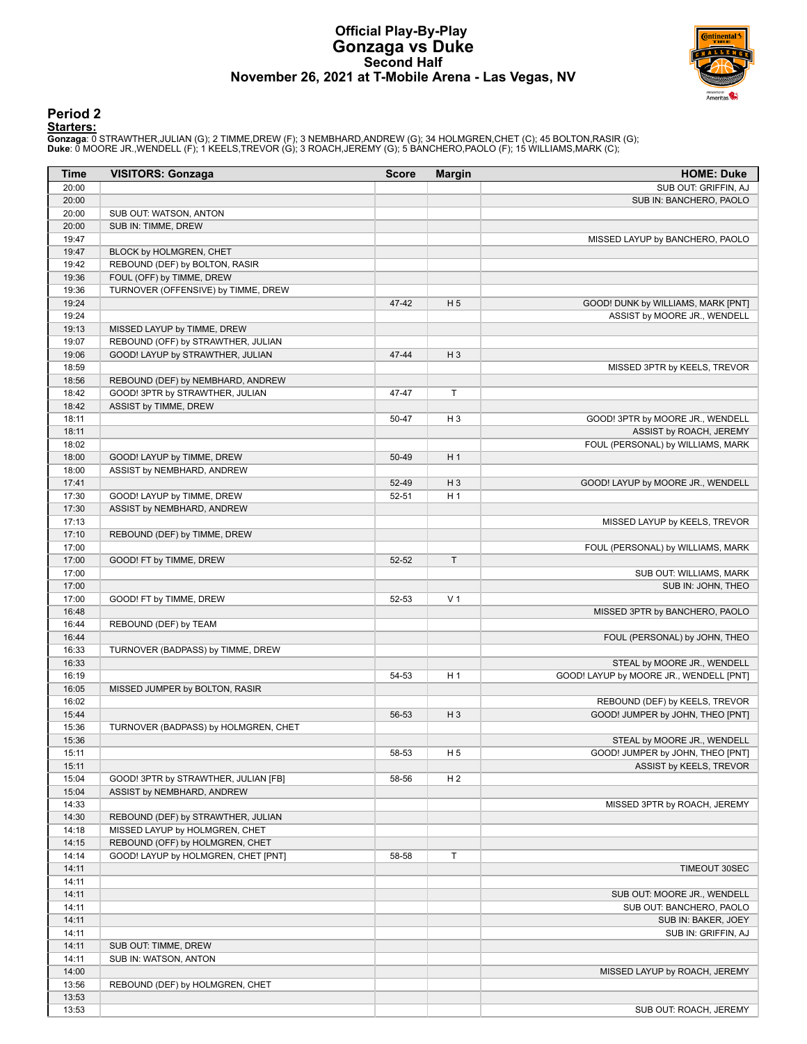# Official Play-By-Play
## Gonzaga vs Duke
### Second Half
### November 26, 2021 at T-Mobile Arena - Las Vegas, NV

## Period 2

**Starters:**

**Gonzaga**: 0 STRAWTHER,JULIAN (G); 2 TIMME,DREW (F); 3 NEMBHARD,ANDREW (G); 34 HOLMGREN,CHET (C); 45 BOLTON,RASIR (G);
**Duke**: 0 MOORE JR.,WENDELL (F); 1 KEELS,TREVOR (G); 3 ROACH,JEREMY (G); 5 BANCHERO,PAOLO (F); 15 WILLIAMS,MARK (C);

| Time | VISITORS: Gonzaga | Score | Margin | HOME: Duke |
|---|---|---|---|---|
| 20:00 | | | | SUB OUT: GRIFFIN, AJ |
| 20:00 | | | | SUB IN: BANCHERO, PAOLO |
| 20:00 | SUB OUT: WATSON, ANTON | | | |
| 20:00 | SUB IN: TIMME, DREW | | | |
| 19:47 | | | | MISSED LAYUP by BANCHERO, PAOLO |
| 19:47 | BLOCK by HOLMGREN, CHET | | | |
| 19:42 | REBOUND (DEF) by BOLTON, RASIR | | | |
| 19:36 | FOUL (OFF) by TIMME, DREW | | | |
| 19:36 | TURNOVER (OFFENSIVE) by TIMME, DREW | | | |
| 19:24 | | 47-42 | H 5 | GOOD! DUNK by WILLIAMS, MARK [PNT] |
| 19:24 | | | | ASSIST by MOORE JR., WENDELL |
| 19:13 | MISSED LAYUP by TIMME, DREW | | | |
| 19:07 | REBOUND (OFF) by STRAWTHER, JULIAN | | | |
| 19:06 | GOOD! LAYUP by STRAWTHER, JULIAN | 47-44 | H 3 | |
| 18:59 | | | | MISSED 3PTR by KEELS, TREVOR |
| 18:56 | REBOUND (DEF) by NEMBHARD, ANDREW | | | |
| 18:42 | GOOD! 3PTR by STRAWTHER, JULIAN | 47-47 | T | |
| 18:42 | ASSIST by TIMME, DREW | | | |
| 18:11 | | 50-47 | H 3 | GOOD! 3PTR by MOORE JR., WENDELL |
| 18:11 | | | | ASSIST by ROACH, JEREMY |
| 18:02 | | | | FOUL (PERSONAL) by WILLIAMS, MARK |
| 18:00 | GOOD! LAYUP by TIMME, DREW | 50-49 | H 1 | |
| 18:00 | ASSIST by NEMBHARD, ANDREW | | | |
| 17:41 | | 52-49 | H 3 | GOOD! LAYUP by MOORE JR., WENDELL |
| 17:30 | GOOD! LAYUP by TIMME, DREW | 52-51 | H 1 | |
| 17:30 | ASSIST by NEMBHARD, ANDREW | | | |
| 17:13 | | | | MISSED LAYUP by KEELS, TREVOR |
| 17:10 | REBOUND (DEF) by TIMME, DREW | | | |
| 17:00 | | | | FOUL (PERSONAL) by WILLIAMS, MARK |
| 17:00 | GOOD! FT by TIMME, DREW | 52-52 | T | |
| 17:00 | | | | SUB OUT: WILLIAMS, MARK |
| 17:00 | | | | SUB IN: JOHN, THEO |
| 17:00 | GOOD! FT by TIMME, DREW | 52-53 | V 1 | |
| 16:48 | | | | MISSED 3PTR by BANCHERO, PAOLO |
| 16:44 | REBOUND (DEF) by TEAM | | | |
| 16:44 | | | | FOUL (PERSONAL) by JOHN, THEO |
| 16:33 | TURNOVER (BADPASS) by TIMME, DREW | | | |
| 16:33 | | | | STEAL by MOORE JR., WENDELL |
| 16:19 | | 54-53 | H 1 | GOOD! LAYUP by MOORE JR., WENDELL [PNT] |
| 16:05 | MISSED JUMPER by BOLTON, RASIR | | | |
| 16:02 | | | | REBOUND (DEF) by KEELS, TREVOR |
| 15:44 | | 56-53 | H 3 | GOOD! JUMPER by JOHN, THEO [PNT] |
| 15:36 | TURNOVER (BADPASS) by HOLMGREN, CHET | | | |
| 15:36 | | | | STEAL by MOORE JR., WENDELL |
| 15:11 | | 58-53 | H 5 | GOOD! JUMPER by JOHN, THEO [PNT] |
| 15:11 | | | | ASSIST by KEELS, TREVOR |
| 15:04 | GOOD! 3PTR by STRAWTHER, JULIAN [FB] | 58-56 | H 2 | |
| 15:04 | ASSIST by NEMBHARD, ANDREW | | | |
| 14:33 | | | | MISSED 3PTR by ROACH, JEREMY |
| 14:30 | REBOUND (DEF) by STRAWTHER, JULIAN | | | |
| 14:18 | MISSED LAYUP by HOLMGREN, CHET | | | |
| 14:15 | REBOUND (OFF) by HOLMGREN, CHET | | | |
| 14:14 | GOOD! LAYUP by HOLMGREN, CHET [PNT] | 58-58 | T | |
| 14:11 | | | | TIMEOUT 30SEC |
| 14:11 | | | | |
| 14:11 | | | | SUB OUT: MOORE JR., WENDELL |
| 14:11 | | | | SUB OUT: BANCHERO, PAOLO |
| 14:11 | | | | SUB IN: BAKER, JOEY |
| 14:11 | | | | SUB IN: GRIFFIN, AJ |
| 14:11 | SUB OUT: TIMME, DREW | | | |
| 14:11 | SUB IN: WATSON, ANTON | | | |
| 14:00 | | | | MISSED LAYUP by ROACH, JEREMY |
| 13:56 | REBOUND (DEF) by HOLMGREN, CHET | | | |
| 13:53 | | | | |
| 13:53 | | | | SUB OUT: ROACH, JEREMY |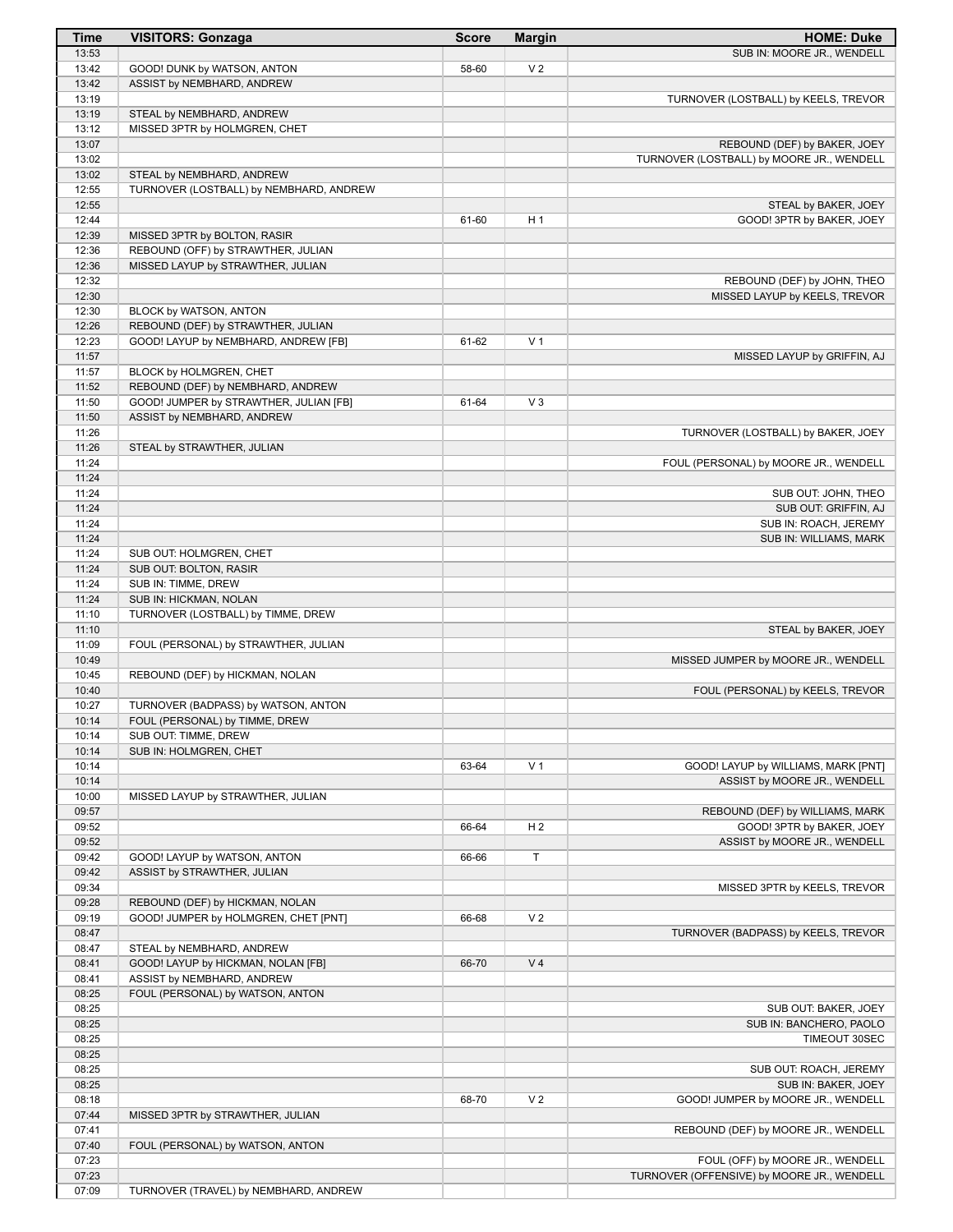| Time | VISITORS: Gonzaga | Score | Margin | HOME: Duke |
|---|---|---|---|---|
| 13:53 | | | | SUB IN: MOORE JR., WENDELL |
| 13:42 | GOOD! DUNK by WATSON, ANTON | 58-60 | V 2 | |
| 13:42 | ASSIST by NEMBHARD, ANDREW | | | |
| 13:19 | | | | TURNOVER (LOSTBALL) by KEELS, TREVOR |
| 13:19 | STEAL by NEMBHARD, ANDREW | | | |
| 13:12 | MISSED 3PTR by HOLMGREN, CHET | | | |
| 13:07 | | | | REBOUND (DEF) by BAKER, JOEY |
| 13:02 | | | | TURNOVER (LOSTBALL) by MOORE JR., WENDELL |
| 13:02 | STEAL by NEMBHARD, ANDREW | | | |
| 12:55 | TURNOVER (LOSTBALL) by NEMBHARD, ANDREW | | | |
| 12:55 | | | | STEAL by BAKER, JOEY |
| 12:44 | | 61-60 | H 1 | GOOD! 3PTR by BAKER, JOEY |
| 12:39 | MISSED 3PTR by BOLTON, RASIR | | | |
| 12:36 | REBOUND (OFF) by STRAWTHER, JULIAN | | | |
| 12:36 | MISSED LAYUP by STRAWTHER, JULIAN | | | |
| 12:32 | | | | REBOUND (DEF) by JOHN, THEO |
| 12:30 | | | | MISSED LAYUP by KEELS, TREVOR |
| 12:30 | BLOCK by WATSON, ANTON | | | |
| 12:26 | REBOUND (DEF) by STRAWTHER, JULIAN | | | |
| 12:23 | GOOD! LAYUP by NEMBHARD, ANDREW [FB] | 61-62 | V 1 | |
| 11:57 | | | | MISSED LAYUP by GRIFFIN, AJ |
| 11:57 | BLOCK by HOLMGREN, CHET | | | |
| 11:52 | REBOUND (DEF) by NEMBHARD, ANDREW | | | |
| 11:50 | GOOD! JUMPER by STRAWTHER, JULIAN [FB] | 61-64 | V 3 | |
| 11:50 | ASSIST by NEMBHARD, ANDREW | | | |
| 11:26 | | | | TURNOVER (LOSTBALL) by BAKER, JOEY |
| 11:26 | STEAL by STRAWTHER, JULIAN | | | |
| 11:24 | | | | FOUL (PERSONAL) by MOORE JR., WENDELL |
| 11:24 | | | | |
| 11:24 | | | | SUB OUT: JOHN, THEO |
| 11:24 | | | | SUB OUT: GRIFFIN, AJ |
| 11:24 | | | | SUB IN: ROACH, JEREMY |
| 11:24 | | | | SUB IN: WILLIAMS, MARK |
| 11:24 | SUB OUT: HOLMGREN, CHET | | | |
| 11:24 | SUB OUT: BOLTON, RASIR | | | |
| 11:24 | SUB IN: TIMME, DREW | | | |
| 11:24 | SUB IN: HICKMAN, NOLAN | | | |
| 11:10 | TURNOVER (LOSTBALL) by TIMME, DREW | | | |
| 11:10 | | | | STEAL by BAKER, JOEY |
| 11:09 | FOUL (PERSONAL) by STRAWTHER, JULIAN | | | |
| 10:49 | | | | MISSED JUMPER by MOORE JR., WENDELL |
| 10:45 | REBOUND (DEF) by HICKMAN, NOLAN | | | |
| 10:40 | | | | FOUL (PERSONAL) by KEELS, TREVOR |
| 10:27 | TURNOVER (BADPASS) by WATSON, ANTON | | | |
| 10:14 | FOUL (PERSONAL) by TIMME, DREW | | | |
| 10:14 | SUB OUT: TIMME, DREW | | | |
| 10:14 | SUB IN: HOLMGREN, CHET | | | |
| 10:14 | | 63-64 | V 1 | GOOD! LAYUP by WILLIAMS, MARK [PNT] |
| 10:14 | | | | ASSIST by MOORE JR., WENDELL |
| 10:00 | MISSED LAYUP by STRAWTHER, JULIAN | | | |
| 09:57 | | | | REBOUND (DEF) by WILLIAMS, MARK |
| 09:52 | | 66-64 | H 2 | GOOD! 3PTR by BAKER, JOEY |
| 09:52 | | | | ASSIST by MOORE JR., WENDELL |
| 09:42 | GOOD! LAYUP by WATSON, ANTON | 66-66 | T | |
| 09:42 | ASSIST by STRAWTHER, JULIAN | | | |
| 09:34 | | | | MISSED 3PTR by KEELS, TREVOR |
| 09:28 | REBOUND (DEF) by HICKMAN, NOLAN | | | |
| 09:19 | GOOD! JUMPER by HOLMGREN, CHET [PNT] | 66-68 | V 2 | |
| 08:47 | | | | TURNOVER (BADPASS) by KEELS, TREVOR |
| 08:47 | STEAL by NEMBHARD, ANDREW | | | |
| 08:41 | GOOD! LAYUP by HICKMAN, NOLAN [FB] | 66-70 | V 4 | |
| 08:41 | ASSIST by NEMBHARD, ANDREW | | | |
| 08:25 | FOUL (PERSONAL) by WATSON, ANTON | | | |
| 08:25 | | | | SUB OUT: BAKER, JOEY |
| 08:25 | | | | SUB IN: BANCHERO, PAOLO |
| 08:25 | | | | TIMEOUT 30SEC |
| 08:25 | | | | |
| 08:25 | | | | SUB OUT: ROACH, JEREMY |
| 08:25 | | | | SUB IN: BAKER, JOEY |
| 08:18 | | 68-70 | V 2 | GOOD! JUMPER by MOORE JR., WENDELL |
| 07:44 | MISSED 3PTR by STRAWTHER, JULIAN | | | |
| 07:41 | | | | REBOUND (DEF) by MOORE JR., WENDELL |
| 07:40 | FOUL (PERSONAL) by WATSON, ANTON | | | |
| 07:23 | | | | FOUL (OFF) by MOORE JR., WENDELL |
| 07:23 | | | | TURNOVER (OFFENSIVE) by MOORE JR., WENDELL |
| 07:09 | TURNOVER (TRAVEL) by NEMBHARD, ANDREW | | | |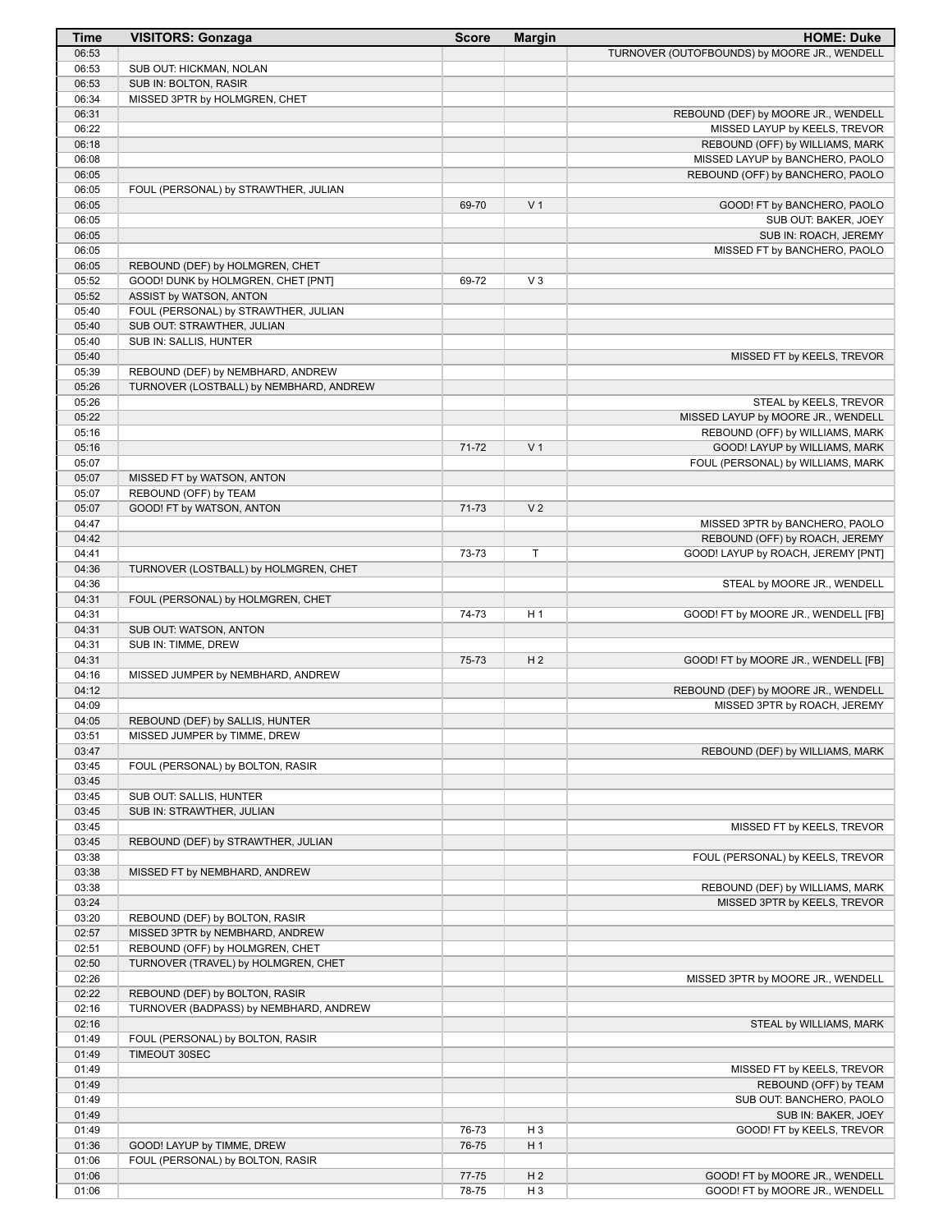| Time | VISITORS: Gonzaga | Score | Margin | HOME: Duke |
|---|---|---|---|---|
| 06:53 | | | | TURNOVER (OUTOFBOUNDS) by MOORE JR., WENDELL |
| 06:53 | SUB OUT: HICKMAN, NOLAN | | | |
| 06:53 | SUB IN: BOLTON, RASIR | | | |
| 06:34 | MISSED 3PTR by HOLMGREN, CHET | | | |
| 06:31 | | | | REBOUND (DEF) by MOORE JR., WENDELL |
| 06:22 | | | | MISSED LAYUP by KEELS, TREVOR |
| 06:18 | | | | REBOUND (OFF) by WILLIAMS, MARK |
| 06:08 | | | | MISSED LAYUP by BANCHERO, PAOLO |
| 06:05 | | | | REBOUND (OFF) by BANCHERO, PAOLO |
| 06:05 | FOUL (PERSONAL) by STRAWTHER, JULIAN | | | |
| 06:05 | | 69-70 | V 1 | GOOD! FT by BANCHERO, PAOLO |
| 06:05 | | | | SUB OUT: BAKER, JOEY |
| 06:05 | | | | SUB IN: ROACH, JEREMY |
| 06:05 | | | | MISSED FT by BANCHERO, PAOLO |
| 06:05 | REBOUND (DEF) by HOLMGREN, CHET | | | |
| 05:52 | GOOD! DUNK by HOLMGREN, CHET [PNT] | 69-72 | V 3 | |
| 05:52 | ASSIST by WATSON, ANTON | | | |
| 05:40 | FOUL (PERSONAL) by STRAWTHER, JULIAN | | | |
| 05:40 | SUB OUT: STRAWTHER, JULIAN | | | |
| 05:40 | SUB IN: SALLIS, HUNTER | | | |
| 05:40 | | | | MISSED FT by KEELS, TREVOR |
| 05:39 | REBOUND (DEF) by NEMBHARD, ANDREW | | | |
| 05:26 | TURNOVER (LOSTBALL) by NEMBHARD, ANDREW | | | |
| 05:26 | | | | STEAL by KEELS, TREVOR |
| 05:22 | | | | MISSED LAYUP by MOORE JR., WENDELL |
| 05:16 | | | | REBOUND (OFF) by WILLIAMS, MARK |
| 05:16 | | 71-72 | V 1 | GOOD! LAYUP by WILLIAMS, MARK |
| 05:07 | | | | FOUL (PERSONAL) by WILLIAMS, MARK |
| 05:07 | MISSED FT by WATSON, ANTON | | | |
| 05:07 | REBOUND (OFF) by TEAM | | | |
| 05:07 | GOOD! FT by WATSON, ANTON | 71-73 | V 2 | |
| 04:47 | | | | MISSED 3PTR by BANCHERO, PAOLO |
| 04:42 | | | | REBOUND (OFF) by ROACH, JEREMY |
| 04:41 | | 73-73 | T | GOOD! LAYUP by ROACH, JEREMY [PNT] |
| 04:36 | TURNOVER (LOSTBALL) by HOLMGREN, CHET | | | |
| 04:36 | | | | STEAL by MOORE JR., WENDELL |
| 04:31 | FOUL (PERSONAL) by HOLMGREN, CHET | | | |
| 04:31 | | 74-73 | H 1 | GOOD! FT by MOORE JR., WENDELL [FB] |
| 04:31 | SUB OUT: WATSON, ANTON | | | |
| 04:31 | SUB IN: TIMME, DREW | | | |
| 04:31 | | 75-73 | H 2 | GOOD! FT by MOORE JR., WENDELL [FB] |
| 04:16 | MISSED JUMPER by NEMBHARD, ANDREW | | | |
| 04:12 | | | | REBOUND (DEF) by MOORE JR., WENDELL |
| 04:09 | | | | MISSED 3PTR by ROACH, JEREMY |
| 04:05 | REBOUND (DEF) by SALLIS, HUNTER | | | |
| 03:51 | MISSED JUMPER by TIMME, DREW | | | |
| 03:47 | | | | REBOUND (DEF) by WILLIAMS, MARK |
| 03:45 | FOUL (PERSONAL) by BOLTON, RASIR | | | |
| 03:45 | | | | |
| 03:45 | SUB OUT: SALLIS, HUNTER | | | |
| 03:45 | SUB IN: STRAWTHER, JULIAN | | | |
| 03:45 | | | | MISSED FT by KEELS, TREVOR |
| 03:45 | REBOUND (DEF) by STRAWTHER, JULIAN | | | |
| 03:38 | | | | FOUL (PERSONAL) by KEELS, TREVOR |
| 03:38 | MISSED FT by NEMBHARD, ANDREW | | | |
| 03:38 | | | | REBOUND (DEF) by WILLIAMS, MARK |
| 03:24 | | | | MISSED 3PTR by KEELS, TREVOR |
| 03:20 | REBOUND (DEF) by BOLTON, RASIR | | | |
| 02:57 | MISSED 3PTR by NEMBHARD, ANDREW | | | |
| 02:51 | REBOUND (OFF) by HOLMGREN, CHET | | | |
| 02:50 | TURNOVER (TRAVEL) by HOLMGREN, CHET | | | |
| 02:26 | | | | MISSED 3PTR by MOORE JR., WENDELL |
| 02:22 | REBOUND (DEF) by BOLTON, RASIR | | | |
| 02:16 | TURNOVER (BADPASS) by NEMBHARD, ANDREW | | | |
| 02:16 | | | | STEAL by WILLIAMS, MARK |
| 01:49 | FOUL (PERSONAL) by BOLTON, RASIR | | | |
| 01:49 | TIMEOUT 30SEC | | | |
| 01:49 | | | | MISSED FT by KEELS, TREVOR |
| 01:49 | | | | REBOUND (OFF) by TEAM |
| 01:49 | | | | SUB OUT: BANCHERO, PAOLO |
| 01:49 | | | | SUB IN: BAKER, JOEY |
| 01:49 | | 76-73 | H 3 | GOOD! FT by KEELS, TREVOR |
| 01:36 | GOOD! LAYUP by TIMME, DREW | 76-75 | H 1 | |
| 01:06 | FOUL (PERSONAL) by BOLTON, RASIR | | | |
| 01:06 | | 77-75 | H 2 | GOOD! FT by MOORE JR., WENDELL |
| 01:06 | | 78-75 | H 3 | GOOD! FT by MOORE JR., WENDELL |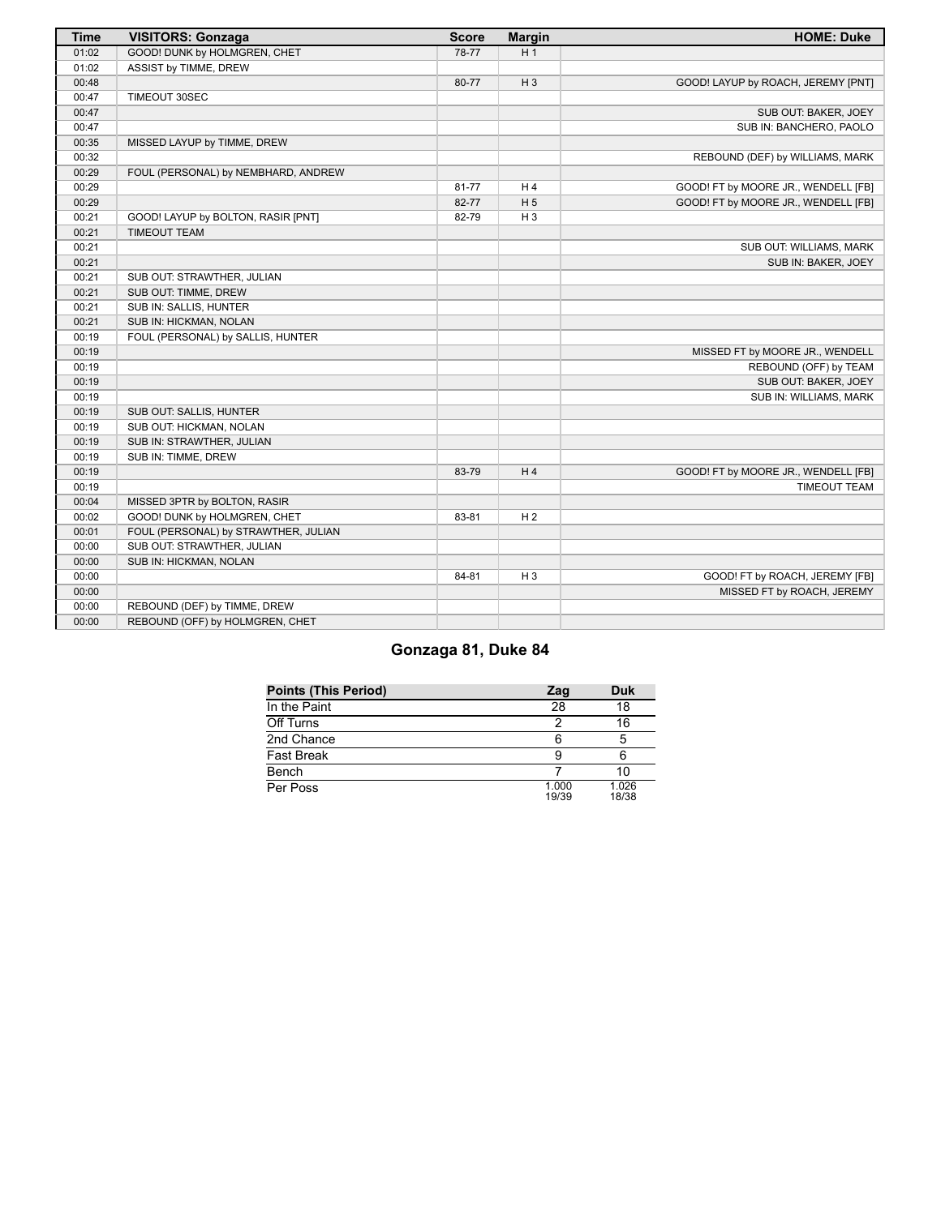| Time | VISITORS: Gonzaga | Score | Margin | HOME: Duke |
|---|---|---|---|---|
| 01:02 | GOOD! DUNK by HOLMGREN, CHET | 78-77 | H 1 | |
| 01:02 | ASSIST by TIMME, DREW | | | |
| 00:48 | | 80-77 | H 3 | GOOD! LAYUP by ROACH, JEREMY [PNT] |
| 00:47 | TIMEOUT 30SEC | | | |
| 00:47 | | | | SUB OUT: BAKER, JOEY |
| 00:47 | | | | SUB IN: BANCHERO, PAOLO |
| 00:35 | MISSED LAYUP by TIMME, DREW | | | |
| 00:32 | | | | REBOUND (DEF) by WILLIAMS, MARK |
| 00:29 | FOUL (PERSONAL) by NEMBHARD, ANDREW | | | |
| 00:29 | | 81-77 | H 4 | GOOD! FT by MOORE JR., WENDELL [FB] |
| 00:29 | | 82-77 | H 5 | GOOD! FT by MOORE JR., WENDELL [FB] |
| 00:21 | GOOD! LAYUP by BOLTON, RASIR [PNT] | 82-79 | H 3 | |
| 00:21 | TIMEOUT TEAM | | | |
| 00:21 | | | | SUB OUT: WILLIAMS, MARK |
| 00:21 | | | | SUB IN: BAKER, JOEY |
| 00:21 | SUB OUT: STRAWTHER, JULIAN | | | |
| 00:21 | SUB OUT: TIMME, DREW | | | |
| 00:21 | SUB IN: SALLIS, HUNTER | | | |
| 00:21 | SUB IN: HICKMAN, NOLAN | | | |
| 00:19 | FOUL (PERSONAL) by SALLIS, HUNTER | | | |
| 00:19 | | | | MISSED FT by MOORE JR., WENDELL |
| 00:19 | | | | REBOUND (OFF) by TEAM |
| 00:19 | | | | SUB OUT: BAKER, JOEY |
| 00:19 | | | | SUB IN: WILLIAMS, MARK |
| 00:19 | SUB OUT: SALLIS, HUNTER | | | |
| 00:19 | SUB OUT: HICKMAN, NOLAN | | | |
| 00:19 | SUB IN: STRAWTHER, JULIAN | | | |
| 00:19 | SUB IN: TIMME, DREW | | | |
| 00:19 | | 83-79 | H 4 | GOOD! FT by MOORE JR., WENDELL [FB] |
| 00:19 | | | | TIMEOUT TEAM |
| 00:04 | MISSED 3PTR by BOLTON, RASIR | | | |
| 00:02 | GOOD! DUNK by HOLMGREN, CHET | 83-81 | H 2 | |
| 00:01 | FOUL (PERSONAL) by STRAWTHER, JULIAN | | | |
| 00:00 | SUB OUT: STRAWTHER, JULIAN | | | |
| 00:00 | SUB IN: HICKMAN, NOLAN | | | |
| 00:00 | | 84-81 | H 3 | GOOD! FT by ROACH, JEREMY [FB] |
| 00:00 | | | | MISSED FT by ROACH, JEREMY |
| 00:00 | REBOUND (DEF) by TIMME, DREW | | | |
| 00:00 | REBOUND (OFF) by HOLMGREN, CHET | | | |

## Gonzaga 81, Duke 84

| Points (This Period) | Zag | Duk |
|---|---|---|
| In the Paint | 28 | 18 |
| Off Turns | 2 | 16 |
| 2nd Chance | 6 | 5 |
| Fast Break | 9 | 6 |
| Bench | 7 | 10 |
| Per Poss | 1.000 19/39 | 1.026 18/38 |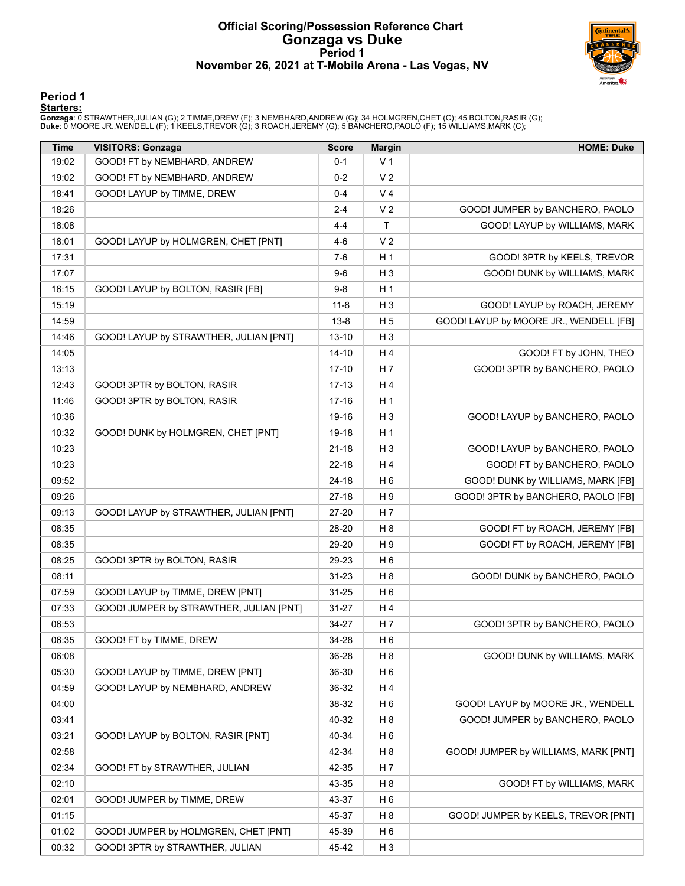# Official Scoring/Possession Reference Chart
# Gonzaga vs Duke
## Period 1
## November 26, 2021 at T-Mobile Arena - Las Vegas, NV

### Period 1

**Starters:**

**Gonzaga**: 0 STRAWTHER,JULIAN (G); 2 TIMME,DREW (F); 3 NEMBHARD,ANDREW (G); 34 HOLMGREN,CHET (C); 45 BOLTON,RASIR (G);
**Duke**: 0 MOORE JR.,WENDELL (F); 1 KEELS,TREVOR (G); 3 ROACH,JEREMY (G); 5 BANCHERO,PAOLO (F); 15 WILLIAMS,MARK (C);

| Time | VISITORS: Gonzaga | Score | Margin | HOME: Duke |
|---|---|---|---|---|
| 19:02 | GOOD! FT by NEMBHARD, ANDREW | 0-1 | V 1 | |
| 19:02 | GOOD! FT by NEMBHARD, ANDREW | 0-2 | V 2 | |
| 18:41 | GOOD! LAYUP by TIMME, DREW | 0-4 | V 4 | |
| 18:26 | | 2-4 | V 2 | GOOD! JUMPER by BANCHERO, PAOLO |
| 18:08 | | 4-4 | T | GOOD! LAYUP by WILLIAMS, MARK |
| 18:01 | GOOD! LAYUP by HOLMGREN, CHET [PNT] | 4-6 | V 2 | |
| 17:31 | | 7-6 | H 1 | GOOD! 3PTR by KEELS, TREVOR |
| 17:07 | | 9-6 | H 3 | GOOD! DUNK by WILLIAMS, MARK |
| 16:15 | GOOD! LAYUP by BOLTON, RASIR [FB] | 9-8 | H 1 | |
| 15:19 | | 11-8 | H 3 | GOOD! LAYUP by ROACH, JEREMY |
| 14:59 | | 13-8 | H 5 | GOOD! LAYUP by MOORE JR., WENDELL [FB] |
| 14:46 | GOOD! LAYUP by STRAWTHER, JULIAN [PNT] | 13-10 | H 3 | |
| 14:05 | | 14-10 | H 4 | GOOD! FT by JOHN, THEO |
| 13:13 | | 17-10 | H 7 | GOOD! 3PTR by BANCHERO, PAOLO |
| 12:43 | GOOD! 3PTR by BOLTON, RASIR | 17-13 | H 4 | |
| 11:46 | GOOD! 3PTR by BOLTON, RASIR | 17-16 | H 1 | |
| 10:36 | | 19-16 | H 3 | GOOD! LAYUP by BANCHERO, PAOLO |
| 10:32 | GOOD! DUNK by HOLMGREN, CHET [PNT] | 19-18 | H 1 | |
| 10:23 | | 21-18 | H 3 | GOOD! LAYUP by BANCHERO, PAOLO |
| 10:23 | | 22-18 | H 4 | GOOD! FT by BANCHERO, PAOLO |
| 09:52 | | 24-18 | H 6 | GOOD! DUNK by WILLIAMS, MARK [FB] |
| 09:26 | | 27-18 | H 9 | GOOD! 3PTR by BANCHERO, PAOLO [FB] |
| 09:13 | GOOD! LAYUP by STRAWTHER, JULIAN [PNT] | 27-20 | H 7 | |
| 08:35 | | 28-20 | H 8 | GOOD! FT by ROACH, JEREMY [FB] |
| 08:35 | | 29-20 | H 9 | GOOD! FT by ROACH, JEREMY [FB] |
| 08:25 | GOOD! 3PTR by BOLTON, RASIR | 29-23 | H 6 | |
| 08:11 | | 31-23 | H 8 | GOOD! DUNK by BANCHERO, PAOLO |
| 07:59 | GOOD! LAYUP by TIMME, DREW [PNT] | 31-25 | H 6 | |
| 07:33 | GOOD! JUMPER by STRAWTHER, JULIAN [PNT] | 31-27 | H 4 | |
| 06:53 | | 34-27 | H 7 | GOOD! 3PTR by BANCHERO, PAOLO |
| 06:35 | GOOD! FT by TIMME, DREW | 34-28 | H 6 | |
| 06:08 | | 36-28 | H 8 | GOOD! DUNK by WILLIAMS, MARK |
| 05:30 | GOOD! LAYUP by TIMME, DREW [PNT] | 36-30 | H 6 | |
| 04:59 | GOOD! LAYUP by NEMBHARD, ANDREW | 36-32 | H 4 | |
| 04:00 | | 38-32 | H 6 | GOOD! LAYUP by MOORE JR., WENDELL |
| 03:41 | | 40-32 | H 8 | GOOD! JUMPER by BANCHERO, PAOLO |
| 03:21 | GOOD! LAYUP by BOLTON, RASIR [PNT] | 40-34 | H 6 | |
| 02:58 | | 42-34 | H 8 | GOOD! JUMPER by WILLIAMS, MARK [PNT] |
| 02:34 | GOOD! FT by STRAWTHER, JULIAN | 42-35 | H 7 | |
| 02:10 | | 43-35 | H 8 | GOOD! FT by WILLIAMS, MARK |
| 02:01 | GOOD! JUMPER by TIMME, DREW | 43-37 | H 6 | |
| 01:15 | | 45-37 | H 8 | GOOD! JUMPER by KEELS, TREVOR [PNT] |
| 01:02 | GOOD! JUMPER by HOLMGREN, CHET [PNT] | 45-39 | H 6 | |
| 00:32 | GOOD! 3PTR by STRAWTHER, JULIAN | 45-42 | H 3 | |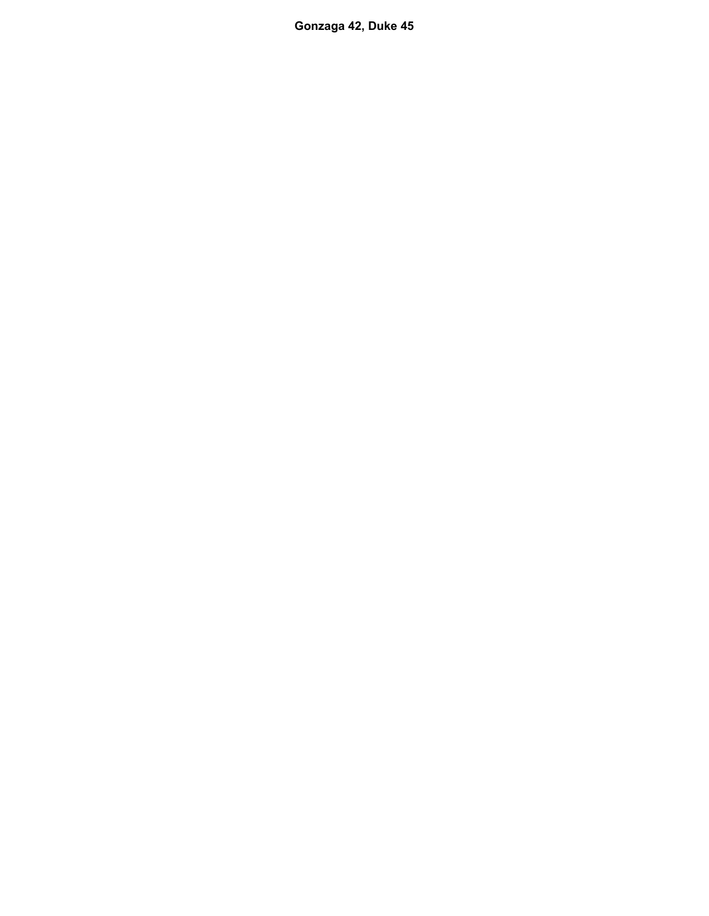**Gonzaga 42, Duke 45**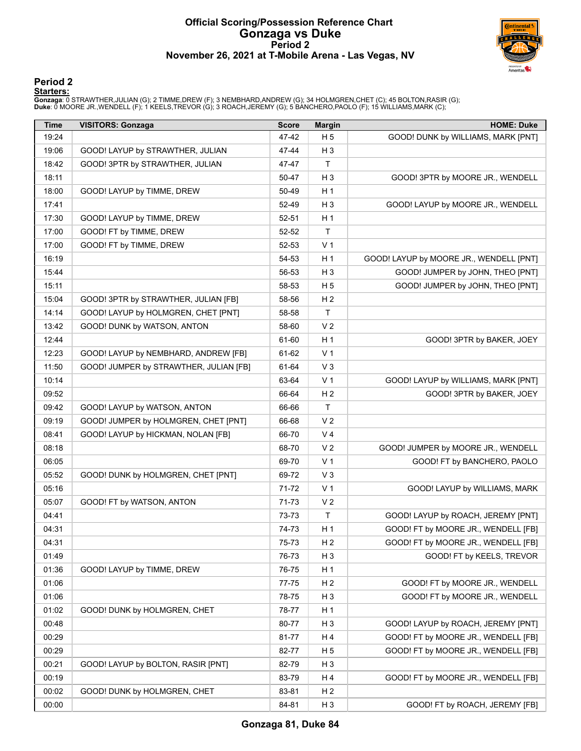# Official Scoring/Possession Reference Chart
## Gonzaga vs Duke
### Period 2
### November 26, 2021 at T-Mobile Arena - Las Vegas, NV

## Period 2

**Starters:**

**Gonzaga**: 0 STRAWTHER,JULIAN (G); 2 TIMME,DREW (F); 3 NEMBHARD,ANDREW (G); 34 HOLMGREN,CHET (C); 45 BOLTON,RASIR (G);
**Duke**: 0 MOORE JR.,WENDELL (F); 1 KEELS,TREVOR (G); 3 ROACH,JEREMY (G); 5 BANCHERO,PAOLO (F); 15 WILLIAMS,MARK (C);

| Time | VISITORS: Gonzaga | Score | Margin | HOME: Duke |
|---|---|---|---|---|
| 19:24 | | 47-42 | H 5 | GOOD! DUNK by WILLIAMS, MARK [PNT] |
| 19:06 | GOOD! LAYUP by STRAWTHER, JULIAN | 47-44 | H 3 | |
| 18:42 | GOOD! 3PTR by STRAWTHER, JULIAN | 47-47 | T | |
| 18:11 | | 50-47 | H 3 | GOOD! 3PTR by MOORE JR., WENDELL |
| 18:00 | GOOD! LAYUP by TIMME, DREW | 50-49 | H 1 | |
| 17:41 | | 52-49 | H 3 | GOOD! LAYUP by MOORE JR., WENDELL |
| 17:30 | GOOD! LAYUP by TIMME, DREW | 52-51 | H 1 | |
| 17:00 | GOOD! FT by TIMME, DREW | 52-52 | T | |
| 17:00 | GOOD! FT by TIMME, DREW | 52-53 | V 1 | |
| 16:19 | | 54-53 | H 1 | GOOD! LAYUP by MOORE JR., WENDELL [PNT] |
| 15:44 | | 56-53 | H 3 | GOOD! JUMPER by JOHN, THEO [PNT] |
| 15:11 | | 58-53 | H 5 | GOOD! JUMPER by JOHN, THEO [PNT] |
| 15:04 | GOOD! 3PTR by STRAWTHER, JULIAN [FB] | 58-56 | H 2 | |
| 14:14 | GOOD! LAYUP by HOLMGREN, CHET [PNT] | 58-58 | T | |
| 13:42 | GOOD! DUNK by WATSON, ANTON | 58-60 | V 2 | |
| 12:44 | | 61-60 | H 1 | GOOD! 3PTR by BAKER, JOEY |
| 12:23 | GOOD! LAYUP by NEMBHARD, ANDREW [FB] | 61-62 | V 1 | |
| 11:50 | GOOD! JUMPER by STRAWTHER, JULIAN [FB] | 61-64 | V 3 | |
| 10:14 | | 63-64 | V 1 | GOOD! LAYUP by WILLIAMS, MARK [PNT] |
| 09:52 | | 66-64 | H 2 | GOOD! 3PTR by BAKER, JOEY |
| 09:42 | GOOD! LAYUP by WATSON, ANTON | 66-66 | T | |
| 09:19 | GOOD! JUMPER by HOLMGREN, CHET [PNT] | 66-68 | V 2 | |
| 08:41 | GOOD! LAYUP by HICKMAN, NOLAN [FB] | 66-70 | V 4 | |
| 08:18 | | 68-70 | V 2 | GOOD! JUMPER by MOORE JR., WENDELL |
| 06:05 | | 69-70 | V 1 | GOOD! FT by BANCHERO, PAOLO |
| 05:52 | GOOD! DUNK by HOLMGREN, CHET [PNT] | 69-72 | V 3 | |
| 05:16 | | 71-72 | V 1 | GOOD! LAYUP by WILLIAMS, MARK |
| 05:07 | GOOD! FT by WATSON, ANTON | 71-73 | V 2 | |
| 04:41 | | 73-73 | T | GOOD! LAYUP by ROACH, JEREMY [PNT] |
| 04:31 | | 74-73 | H 1 | GOOD! FT by MOORE JR., WENDELL [FB] |
| 04:31 | | 75-73 | H 2 | GOOD! FT by MOORE JR., WENDELL [FB] |
| 01:49 | | 76-73 | H 3 | GOOD! FT by KEELS, TREVOR |
| 01:36 | GOOD! LAYUP by TIMME, DREW | 76-75 | H 1 | |
| 01:06 | | 77-75 | H 2 | GOOD! FT by MOORE JR., WENDELL |
| 01:06 | | 78-75 | H 3 | GOOD! FT by MOORE JR., WENDELL |
| 01:02 | GOOD! DUNK by HOLMGREN, CHET | 78-77 | H 1 | |
| 00:48 | | 80-77 | H 3 | GOOD! LAYUP by ROACH, JEREMY [PNT] |
| 00:29 | | 81-77 | H 4 | GOOD! FT by MOORE JR., WENDELL [FB] |
| 00:29 | | 82-77 | H 5 | GOOD! FT by MOORE JR., WENDELL [FB] |
| 00:21 | GOOD! LAYUP by BOLTON, RASIR [PNT] | 82-79 | H 3 | |
| 00:19 | | 83-79 | H 4 | GOOD! FT by MOORE JR., WENDELL [FB] |
| 00:02 | GOOD! DUNK by HOLMGREN, CHET | 83-81 | H 2 | |
| 00:00 | | 84-81 | H 3 | GOOD! FT by ROACH, JEREMY [FB] |

**Gonzaga 81, Duke 84**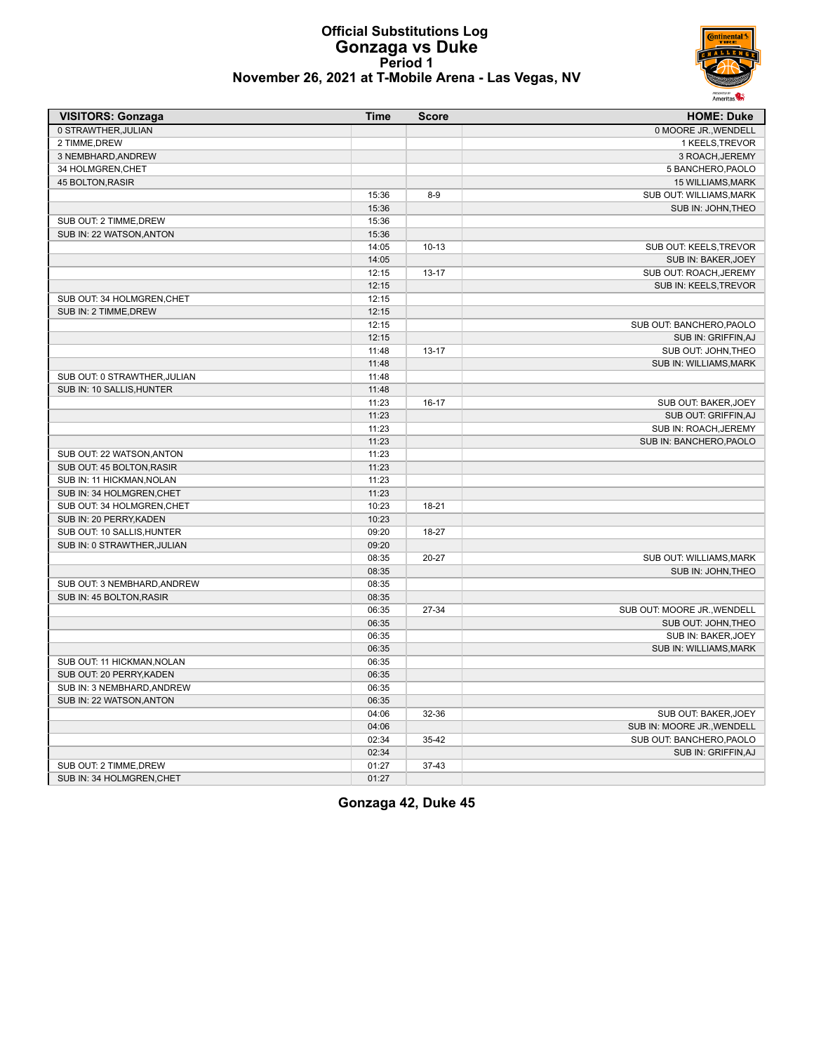# Official Substitutions Log
## Gonzaga vs Duke
### Period 1
### November 26, 2021 at T-Mobile Arena - Las Vegas, NV

| VISITORS: Gonzaga | Time | Score | HOME: Duke |
|---|---|---|---|
| 0 STRAWTHER,JULIAN | | | 0 MOORE JR.,WENDELL |
| 2 TIMME,DREW | | | 1 KEELS,TREVOR |
| 3 NEMBHARD,ANDREW | | | 3 ROACH,JEREMY |
| 34 HOLMGREN,CHET | | | 5 BANCHERO,PAOLO |
| 45 BOLTON,RASIR | | | 15 WILLIAMS,MARK |
| | 15:36 | 8-9 | SUB OUT: WILLIAMS,MARK |
| | 15:36 | | SUB IN: JOHN,THEO |
| SUB OUT: 2 TIMME,DREW | 15:36 | | |
| SUB IN: 22 WATSON,ANTON | 15:36 | | |
| | 14:05 | 10-13 | SUB OUT: KEELS,TREVOR |
| | 14:05 | | SUB IN: BAKER,JOEY |
| | 12:15 | 13-17 | SUB OUT: ROACH,JEREMY |
| | 12:15 | | SUB IN: KEELS,TREVOR |
| SUB OUT: 34 HOLMGREN,CHET | 12:15 | | |
| SUB IN: 2 TIMME,DREW | 12:15 | | |
| | 12:15 | | SUB OUT: BANCHERO,PAOLO |
| | 12:15 | | SUB IN: GRIFFIN,AJ |
| | 11:48 | 13-17 | SUB OUT: JOHN,THEO |
| | 11:48 | | SUB IN: WILLIAMS,MARK |
| SUB OUT: 0 STRAWTHER,JULIAN | 11:48 | | |
| SUB IN: 10 SALLIS,HUNTER | 11:48 | | |
| | 11:23 | 16-17 | SUB OUT: BAKER,JOEY |
| | 11:23 | | SUB OUT: GRIFFIN,AJ |
| | 11:23 | | SUB IN: ROACH,JEREMY |
| | 11:23 | | SUB IN: BANCHERO,PAOLO |
| SUB OUT: 22 WATSON,ANTON | 11:23 | | |
| SUB OUT: 45 BOLTON,RASIR | 11:23 | | |
| SUB IN: 11 HICKMAN,NOLAN | 11:23 | | |
| SUB IN: 34 HOLMGREN,CHET | 11:23 | | |
| SUB OUT: 34 HOLMGREN,CHET | 10:23 | 18-21 | |
| SUB IN: 20 PERRY,KADEN | 10:23 | | |
| SUB OUT: 10 SALLIS,HUNTER | 09:20 | 18-27 | |
| SUB IN: 0 STRAWTHER,JULIAN | 09:20 | | |
| | 08:35 | 20-27 | SUB OUT: WILLIAMS,MARK |
| | 08:35 | | SUB IN: JOHN,THEO |
| SUB OUT: 3 NEMBHARD,ANDREW | 08:35 | | |
| SUB IN: 45 BOLTON,RASIR | 08:35 | | |
| | 06:35 | 27-34 | SUB OUT: MOORE JR.,WENDELL |
| | 06:35 | | SUB OUT: JOHN,THEO |
| | 06:35 | | SUB IN: BAKER,JOEY |
| | 06:35 | | SUB IN: WILLIAMS,MARK |
| SUB OUT: 11 HICKMAN,NOLAN | 06:35 | | |
| SUB OUT: 20 PERRY,KADEN | 06:35 | | |
| SUB IN: 3 NEMBHARD,ANDREW | 06:35 | | |
| SUB IN: 22 WATSON,ANTON | 06:35 | | |
| | 04:06 | 32-36 | SUB OUT: BAKER,JOEY |
| | 04:06 | | SUB IN: MOORE JR.,WENDELL |
| | 02:34 | 35-42 | SUB OUT: BANCHERO,PAOLO |
| | 02:34 | | SUB IN: GRIFFIN,AJ |
| SUB OUT: 2 TIMME,DREW | 01:27 | 37-43 | |
| SUB IN: 34 HOLMGREN,CHET | 01:27 | | |

**Gonzaga 42, Duke 45**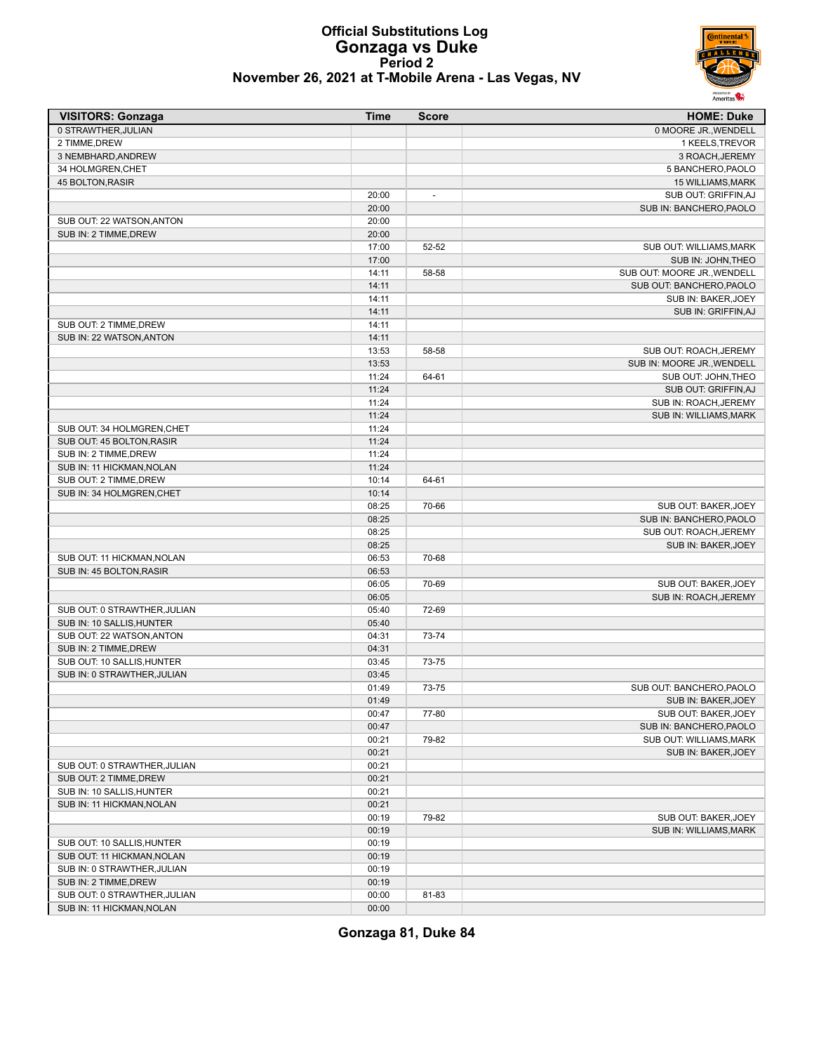# Official Substitutions Log
## Gonzaga vs Duke
### Period 2
### November 26, 2021 at T-Mobile Arena - Las Vegas, NV

| VISITORS: Gonzaga | Time | Score | HOME: Duke |
|---|---|---|---|
| 0 STRAWTHER,JULIAN | | | 0 MOORE JR.,WENDELL |
| 2 TIMME,DREW | | | 1 KEELS,TREVOR |
| 3 NEMBHARD,ANDREW | | | 3 ROACH,JEREMY |
| 34 HOLMGREN,CHET | | | 5 BANCHERO,PAOLO |
| 45 BOLTON,RASIR | | | 15 WILLIAMS,MARK |
| | 20:00 | - | SUB OUT: GRIFFIN,AJ |
| | 20:00 | | SUB IN: BANCHERO,PAOLO |
| SUB OUT: 22 WATSON,ANTON | 20:00 | | |
| SUB IN: 2 TIMME,DREW | 20:00 | | |
| | 17:00 | 52-52 | SUB OUT: WILLIAMS,MARK |
| | 17:00 | | SUB IN: JOHN,THEO |
| | 14:11 | 58-58 | SUB OUT: MOORE JR.,WENDELL |
| | 14:11 | | SUB OUT: BANCHERO,PAOLO |
| | 14:11 | | SUB IN: BAKER,JOEY |
| | 14:11 | | SUB IN: GRIFFIN,AJ |
| SUB OUT: 2 TIMME,DREW | 14:11 | | |
| SUB IN: 22 WATSON,ANTON | 14:11 | | |
| | 13:53 | 58-58 | SUB OUT: ROACH,JEREMY |
| | 13:53 | | SUB IN: MOORE JR.,WENDELL |
| | 11:24 | 64-61 | SUB OUT: JOHN,THEO |
| | 11:24 | | SUB OUT: GRIFFIN,AJ |
| | 11:24 | | SUB IN: ROACH,JEREMY |
| | 11:24 | | SUB IN: WILLIAMS,MARK |
| SUB OUT: 34 HOLMGREN,CHET | 11:24 | | |
| SUB OUT: 45 BOLTON,RASIR | 11:24 | | |
| SUB IN: 2 TIMME,DREW | 11:24 | | |
| SUB IN: 11 HICKMAN,NOLAN | 11:24 | | |
| SUB OUT: 2 TIMME,DREW | 10:14 | 64-61 | |
| SUB IN: 34 HOLMGREN,CHET | 10:14 | | |
| | 08:25 | 70-66 | SUB OUT: BAKER,JOEY |
| | 08:25 | | SUB IN: BANCHERO,PAOLO |
| | 08:25 | | SUB OUT: ROACH,JEREMY |
| | 08:25 | | SUB IN: BAKER,JOEY |
| SUB OUT: 11 HICKMAN,NOLAN | 06:53 | 70-68 | |
| SUB IN: 45 BOLTON,RASIR | 06:53 | | |
| | 06:05 | 70-69 | SUB OUT: BAKER,JOEY |
| | 06:05 | | SUB IN: ROACH,JEREMY |
| SUB OUT: 0 STRAWTHER,JULIAN | 05:40 | 72-69 | |
| SUB IN: 10 SALLIS,HUNTER | 05:40 | | |
| SUB OUT: 22 WATSON,ANTON | 04:31 | 73-74 | |
| SUB IN: 2 TIMME,DREW | 04:31 | | |
| SUB OUT: 10 SALLIS,HUNTER | 03:45 | 73-75 | |
| SUB IN: 0 STRAWTHER,JULIAN | 03:45 | | |
| | 01:49 | 73-75 | SUB OUT: BANCHERO,PAOLO |
| | 01:49 | | SUB IN: BAKER,JOEY |
| | 00:47 | 77-80 | SUB OUT: BAKER,JOEY |
| | 00:47 | | SUB IN: BANCHERO,PAOLO |
| | 00:21 | 79-82 | SUB OUT: WILLIAMS,MARK |
| | 00:21 | | SUB IN: BAKER,JOEY |
| SUB OUT: 0 STRAWTHER,JULIAN | 00:21 | | |
| SUB OUT: 2 TIMME,DREW | 00:21 | | |
| SUB IN: 10 SALLIS,HUNTER | 00:21 | | |
| SUB IN: 11 HICKMAN,NOLAN | 00:21 | | |
| | 00:19 | 79-82 | SUB OUT: BAKER,JOEY |
| | 00:19 | | SUB IN: WILLIAMS,MARK |
| SUB OUT: 10 SALLIS,HUNTER | 00:19 | | |
| SUB OUT: 11 HICKMAN,NOLAN | 00:19 | | |
| SUB IN: 0 STRAWTHER,JULIAN | 00:19 | | |
| SUB IN: 2 TIMME,DREW | 00:19 | | |
| SUB OUT: 0 STRAWTHER,JULIAN | 00:00 | 81-83 | |
| SUB IN: 11 HICKMAN,NOLAN | 00:00 | | |

**Gonzaga 81, Duke 84**